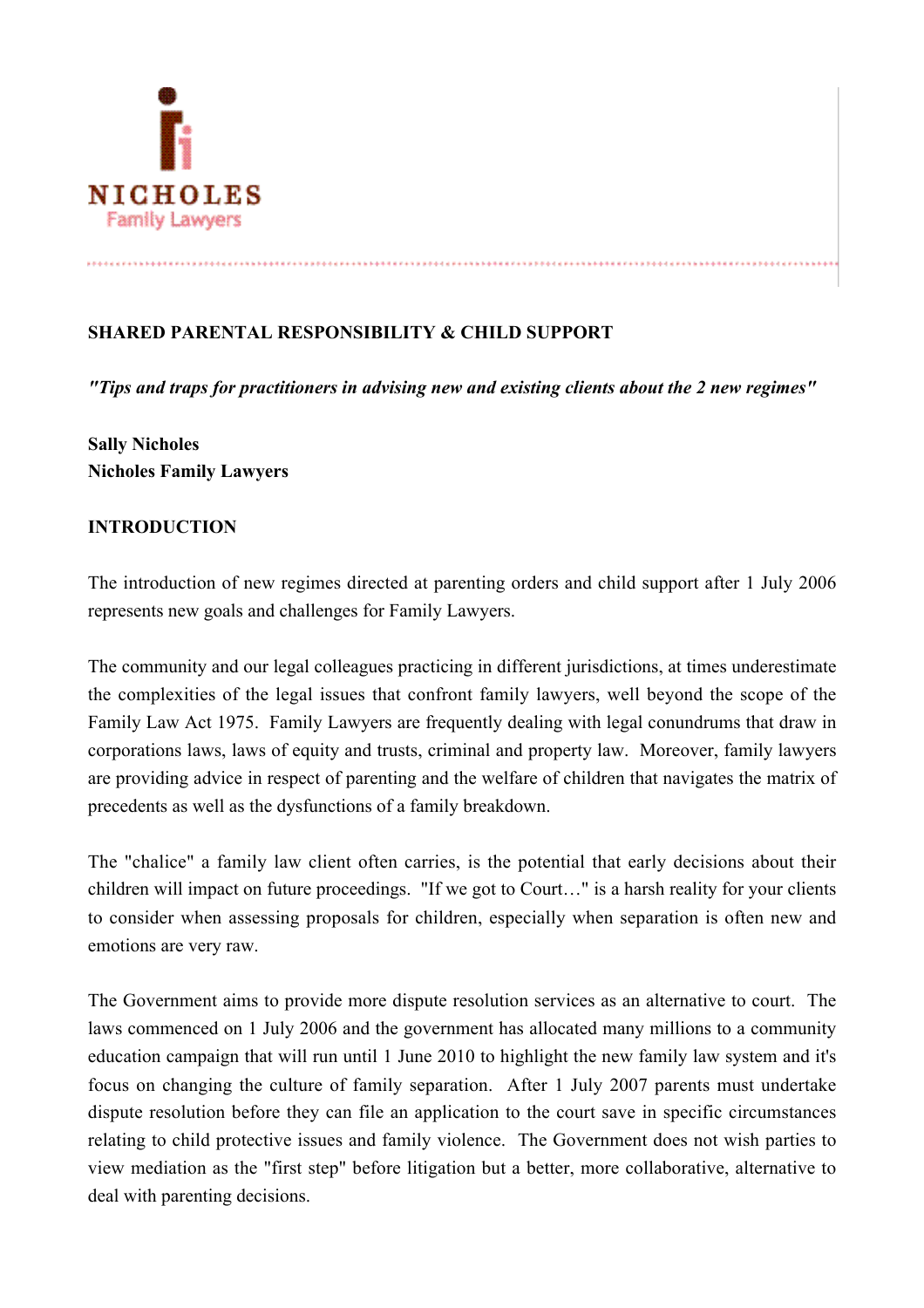NICHOLES
Family Lawyers

**SHARED PARENTAL RESPONSIBILITY & CHILD SUPPORT**

***"Tips and traps for practitioners in advising new and existing clients about the 2 new regimes"***

**Sally Nicholes**
**Nicholes Family Lawyers**

**INTRODUCTION**

The introduction of new regimes directed at parenting orders and child support after 1 July 2006 represents new goals and challenges for Family Lawyers.

The community and our legal colleagues practicing in different jurisdictions, at times underestimate the complexities of the legal issues that confront family lawyers, well beyond the scope of the Family Law Act 1975. Family Lawyers are frequently dealing with legal conundrums that draw in corporations laws, laws of equity and trusts, criminal and property law. Moreover, family lawyers are providing advice in respect of parenting and the welfare of children that navigates the matrix of precedents as well as the dysfunctions of a family breakdown.

The "chalice" a family law client often carries, is the potential that early decisions about their children will impact on future proceedings. "If we got to Court…" is a harsh reality for your clients to consider when assessing proposals for children, especially when separation is often new and emotions are very raw.

The Government aims to provide more dispute resolution services as an alternative to court. The laws commenced on 1 July 2006 and the government has allocated many millions to a community education campaign that will run until 1 June 2010 to highlight the new family law system and it's focus on changing the culture of family separation. After 1 July 2007 parents must undertake dispute resolution before they can file an application to the court save in specific circumstances relating to child protective issues and family violence. The Government does not wish parties to view mediation as the "first step" before litigation but a better, more collaborative, alternative to deal with parenting decisions.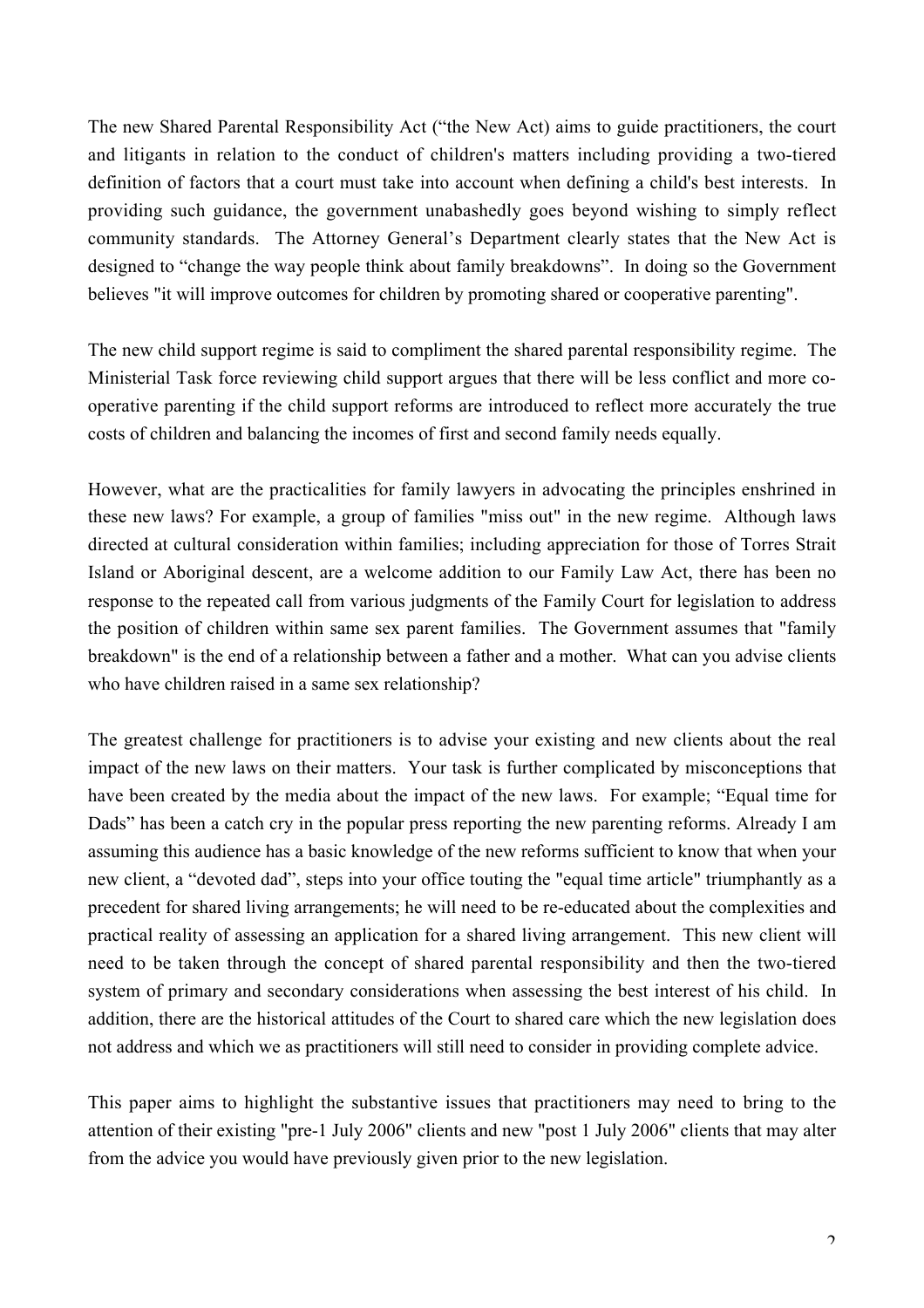The new Shared Parental Responsibility Act ("the New Act) aims to guide practitioners, the court and litigants in relation to the conduct of children's matters including providing a two-tiered definition of factors that a court must take into account when defining a child's best interests. In providing such guidance, the government unabashedly goes beyond wishing to simply reflect community standards. The Attorney General's Department clearly states that the New Act is designed to "change the way people think about family breakdowns". In doing so the Government believes "it will improve outcomes for children by promoting shared or cooperative parenting".

The new child support regime is said to compliment the shared parental responsibility regime. The Ministerial Task force reviewing child support argues that there will be less conflict and more co-operative parenting if the child support reforms are introduced to reflect more accurately the true costs of children and balancing the incomes of first and second family needs equally.

However, what are the practicalities for family lawyers in advocating the principles enshrined in these new laws? For example, a group of families "miss out" in the new regime. Although laws directed at cultural consideration within families; including appreciation for those of Torres Strait Island or Aboriginal descent, are a welcome addition to our Family Law Act, there has been no response to the repeated call from various judgments of the Family Court for legislation to address the position of children within same sex parent families. The Government assumes that "family breakdown" is the end of a relationship between a father and a mother. What can you advise clients who have children raised in a same sex relationship?

The greatest challenge for practitioners is to advise your existing and new clients about the real impact of the new laws on their matters. Your task is further complicated by misconceptions that have been created by the media about the impact of the new laws. For example; "Equal time for Dads" has been a catch cry in the popular press reporting the new parenting reforms. Already I am assuming this audience has a basic knowledge of the new reforms sufficient to know that when your new client, a "devoted dad", steps into your office touting the "equal time article" triumphantly as a precedent for shared living arrangements; he will need to be re-educated about the complexities and practical reality of assessing an application for a shared living arrangement. This new client will need to be taken through the concept of shared parental responsibility and then the two-tiered system of primary and secondary considerations when assessing the best interest of his child. In addition, there are the historical attitudes of the Court to shared care which the new legislation does not address and which we as practitioners will still need to consider in providing complete advice.

This paper aims to highlight the substantive issues that practitioners may need to bring to the attention of their existing "pre-1 July 2006" clients and new "post 1 July 2006" clients that may alter from the advice you would have previously given prior to the new legislation.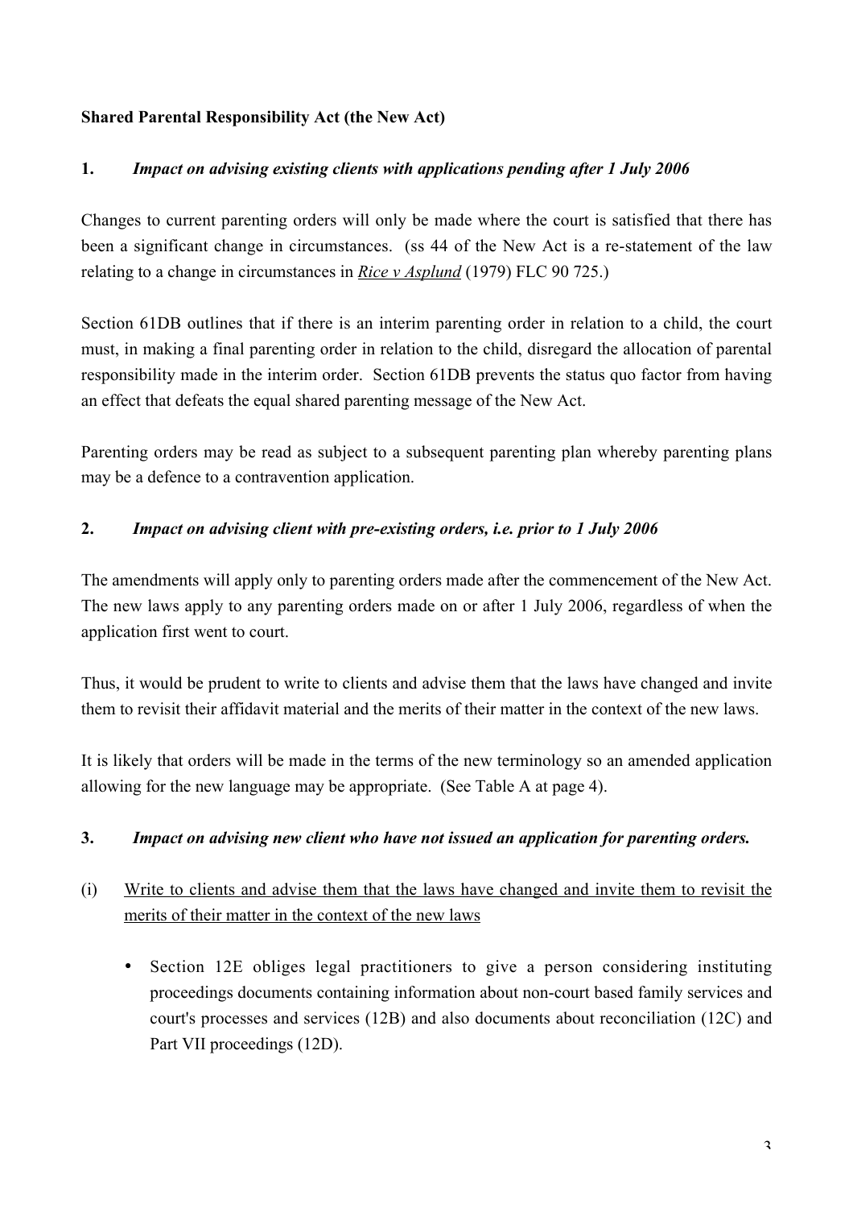**Shared Parental Responsibility Act (the New Act)**

**1.** ***Impact on advising existing clients with applications pending after 1 July 2006***

Changes to current parenting orders will only be made where the court is satisfied that there has been a significant change in circumstances. (ss 44 of the New Act is a re-statement of the law relating to a change in circumstances in *Rice v Asplund* (1979) FLC 90 725.)

Section 61DB outlines that if there is an interim parenting order in relation to a child, the court must, in making a final parenting order in relation to the child, disregard the allocation of parental responsibility made in the interim order. Section 61DB prevents the status quo factor from having an effect that defeats the equal shared parenting message of the New Act.

Parenting orders may be read as subject to a subsequent parenting plan whereby parenting plans may be a defence to a contravention application.

**2.** ***Impact on advising client with pre-existing orders, i.e. prior to 1 July 2006***

The amendments will apply only to parenting orders made after the commencement of the New Act. The new laws apply to any parenting orders made on or after 1 July 2006, regardless of when the application first went to court.

Thus, it would be prudent to write to clients and advise them that the laws have changed and invite them to revisit their affidavit material and the merits of their matter in the context of the new laws.

It is likely that orders will be made in the terms of the new terminology so an amended application allowing for the new language may be appropriate. (See Table A at page 4).

**3.** ***Impact on advising new client who have not issued an application for parenting orders.***

(i) Write to clients and advise them that the laws have changed and invite them to revisit the merits of their matter in the context of the new laws

- Section 12E obliges legal practitioners to give a person considering instituting proceedings documents containing information about non-court based family services and court's processes and services (12B) and also documents about reconciliation (12C) and Part VII proceedings (12D).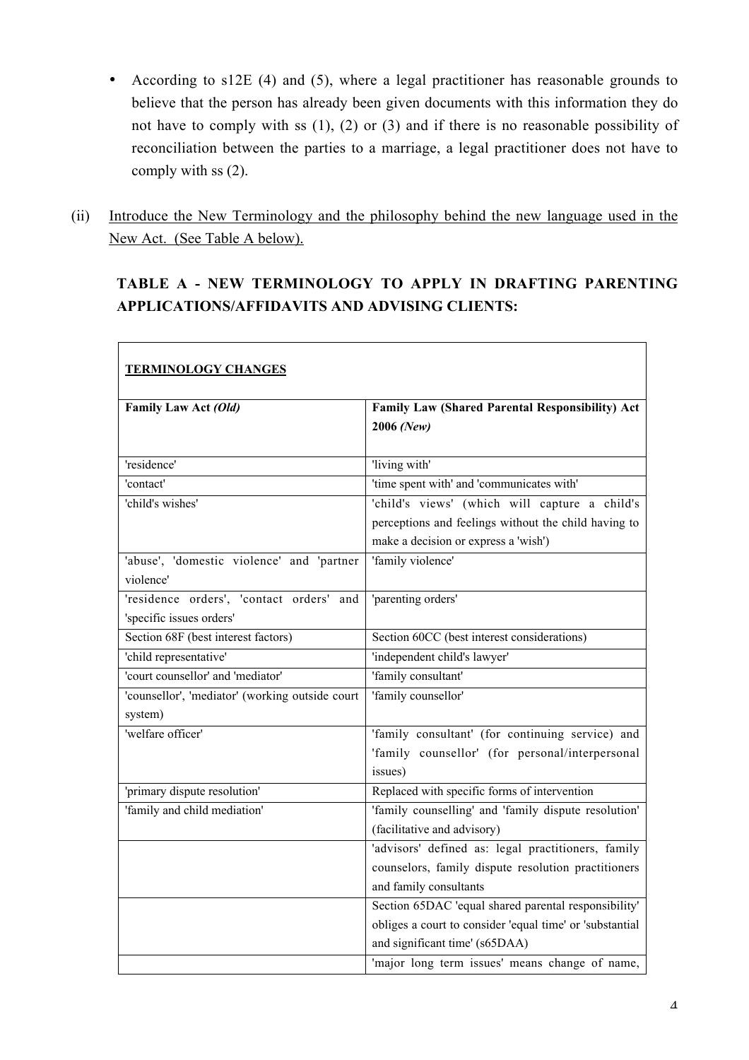- According to s12E (4) and (5), where a legal practitioner has reasonable grounds to believe that the person has already been given documents with this information they do not have to comply with ss (1), (2) or (3) and if there is no reasonable possibility of reconciliation between the parties to a marriage, a legal practitioner does not have to comply with ss (2).

(ii) Introduce the New Terminology and the philosophy behind the new language used in the New Act. (See Table A below).

**TABLE A - NEW TERMINOLOGY TO APPLY IN DRAFTING PARENTING APPLICATIONS/AFFIDAVITS AND ADVISING CLIENTS:**

| **TERMINOLOGY CHANGES** | |
|---|---|
| **Family Law Act** ***(Old)*** | **Family Law (Shared Parental Responsibility) Act 2006** ***(New)*** |
| 'residence' | 'living with' |
| 'contact' | 'time spent with' and 'communicates with' |
| 'child's wishes' | 'child's views' (which will capture a child's perceptions and feelings without the child having to make a decision or express a 'wish') |
| 'abuse', 'domestic violence' and 'partner violence' | 'family violence' |
| 'residence orders', 'contact orders' and 'specific issues orders' | 'parenting orders' |
| Section 68F (best interest factors) | Section 60CC (best interest considerations) |
| 'child representative' | 'independent child's lawyer' |
| 'court counsellor' and 'mediator' | 'family consultant' |
| 'counsellor', 'mediator' (working outside court system) | 'family counsellor' |
| 'welfare officer' | 'family consultant' (for continuing service) and 'family counsellor' (for personal/interpersonal issues) |
| 'primary dispute resolution' | Replaced with specific forms of intervention |
| 'family and child mediation' | 'family counselling' and 'family dispute resolution' (facilitative and advisory) |
| | 'advisors' defined as: legal practitioners, family counselors, family dispute resolution practitioners and family consultants |
| | Section 65DAC 'equal shared parental responsibility' obliges a court to consider 'equal time' or 'substantial and significant time' (s65DAA) |
| | 'major long term issues' means change of name, |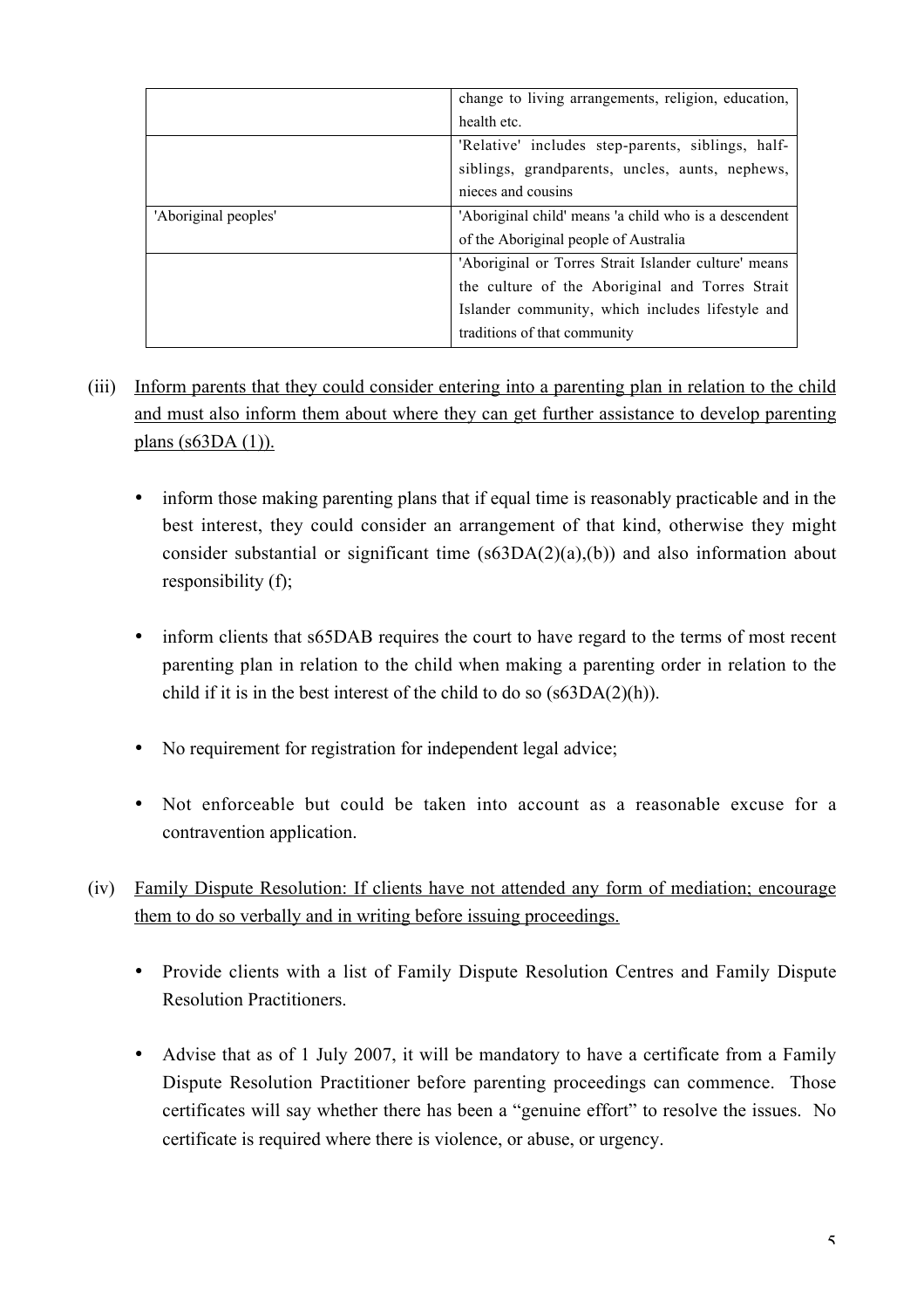| | |
|---|---|
| | change to living arrangements, religion, education, health etc. |
| | 'Relative' includes step-parents, siblings, half-siblings, grandparents, uncles, aunts, nephews, nieces and cousins |
| 'Aboriginal peoples' | 'Aboriginal child' means 'a child who is a descendent of the Aboriginal people of Australia |
| | 'Aboriginal or Torres Strait Islander culture' means the culture of the Aboriginal and Torres Strait Islander community, which includes lifestyle and traditions of that community |

(iii) <u>Inform parents that they could consider entering into a parenting plan in relation to the child and must also inform them about where they can get further assistance to develop parenting plans (s63DA (1)).</u>

- inform those making parenting plans that if equal time is reasonably practicable and in the best interest, they could consider an arrangement of that kind, otherwise they might consider substantial or significant time (s63DA(2)(a),(b)) and also information about responsibility (f);

- inform clients that s65DAB requires the court to have regard to the terms of most recent parenting plan in relation to the child when making a parenting order in relation to the child if it is in the best interest of the child to do so (s63DA(2)(h)).

- No requirement for registration for independent legal advice;

- Not enforceable but could be taken into account as a reasonable excuse for a contravention application.

(iv) <u>Family Dispute Resolution: If clients have not attended any form of mediation; encourage them to do so verbally and in writing before issuing proceedings.</u>

- Provide clients with a list of Family Dispute Resolution Centres and Family Dispute Resolution Practitioners.

- Advise that as of 1 July 2007, it will be mandatory to have a certificate from a Family Dispute Resolution Practitioner before parenting proceedings can commence. Those certificates will say whether there has been a "genuine effort" to resolve the issues. No certificate is required where there is violence, or abuse, or urgency.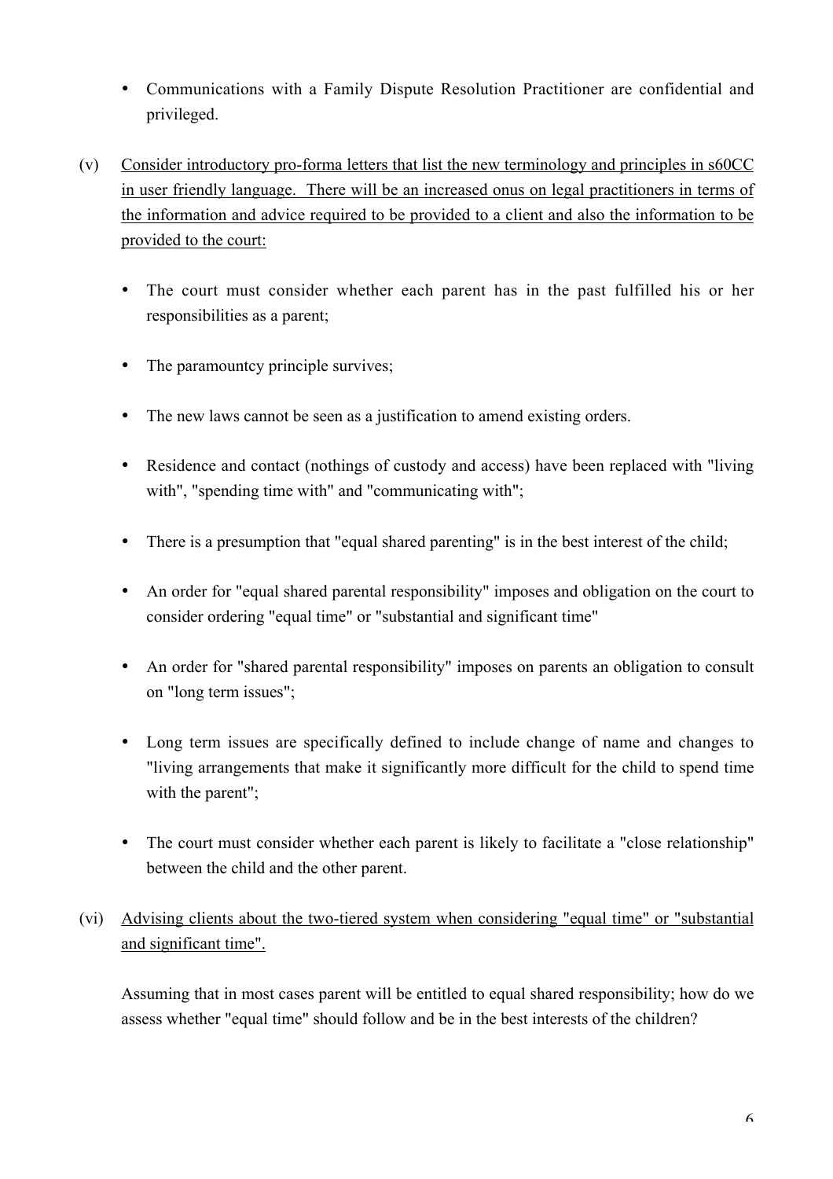- Communications with a Family Dispute Resolution Practitioner are confidential and privileged.

(v) Consider introductory pro-forma letters that list the new terminology and principles in s60CC in user friendly language. There will be an increased onus on legal practitioners in terms of the information and advice required to be provided to a client and also the information to be provided to the court:

- The court must consider whether each parent has in the past fulfilled his or her responsibilities as a parent;
- The paramountcy principle survives;
- The new laws cannot be seen as a justification to amend existing orders.
- Residence and contact (nothings of custody and access) have been replaced with "living with", "spending time with" and "communicating with";
- There is a presumption that "equal shared parenting" is in the best interest of the child;
- An order for "equal shared parental responsibility" imposes and obligation on the court to consider ordering "equal time" or "substantial and significant time"
- An order for "shared parental responsibility" imposes on parents an obligation to consult on "long term issues";
- Long term issues are specifically defined to include change of name and changes to "living arrangements that make it significantly more difficult for the child to spend time with the parent";
- The court must consider whether each parent is likely to facilitate a "close relationship" between the child and the other parent.

(vi) Advising clients about the two-tiered system when considering "equal time" or "substantial and significant time".

Assuming that in most cases parent will be entitled to equal shared responsibility; how do we assess whether "equal time" should follow and be in the best interests of the children?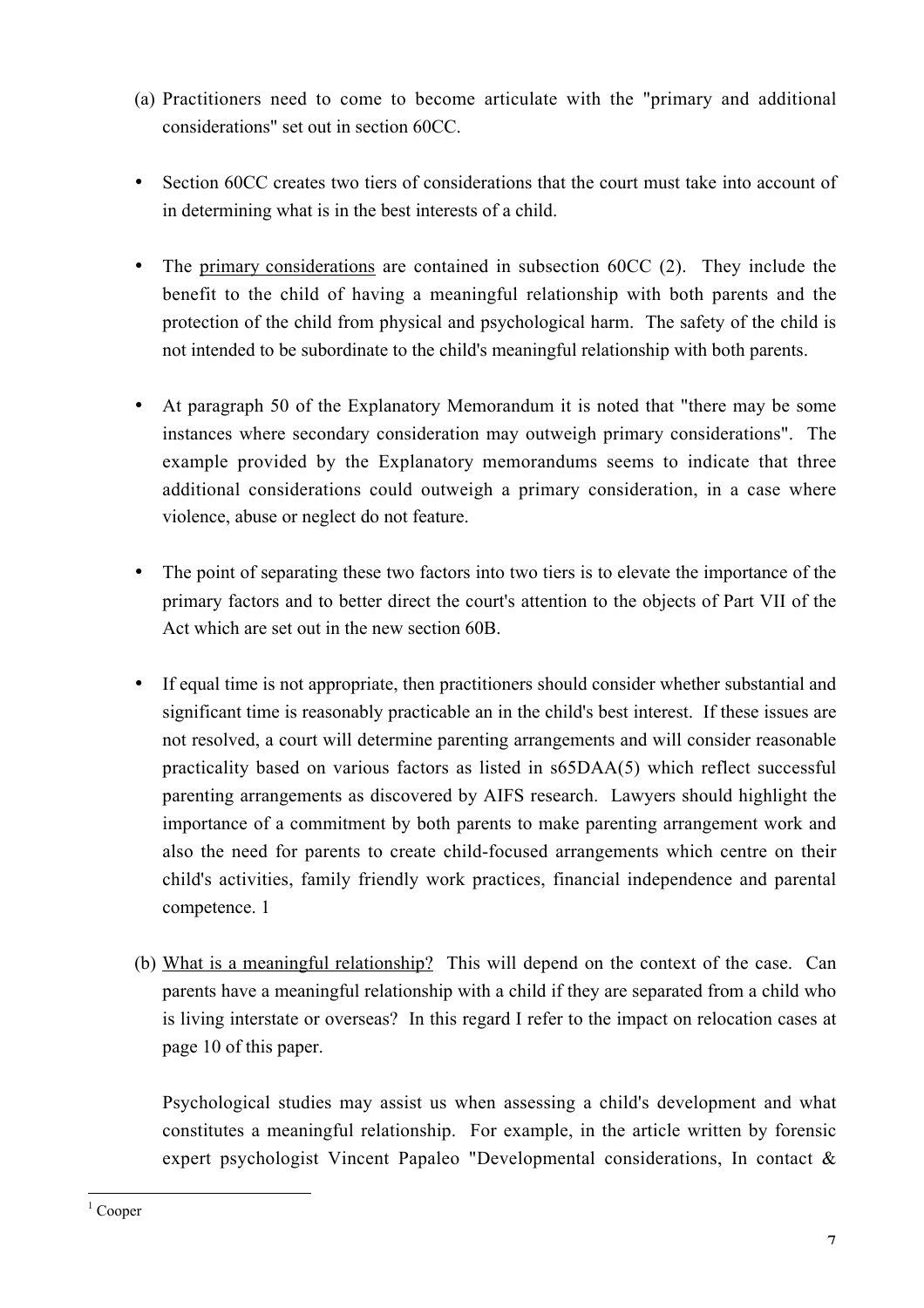(a) Practitioners need to come to become articulate with the "primary and additional considerations" set out in section 60CC.

- Section 60CC creates two tiers of considerations that the court must take into account of in determining what is in the best interests of a child.

- The <u>primary considerations</u> are contained in subsection 60CC (2). They include the benefit to the child of having a meaningful relationship with both parents and the protection of the child from physical and psychological harm. The safety of the child is not intended to be subordinate to the child's meaningful relationship with both parents.

- At paragraph 50 of the Explanatory Memorandum it is noted that "there may be some instances where secondary consideration may outweigh primary considerations". The example provided by the Explanatory memorandums seems to indicate that three additional considerations could outweigh a primary consideration, in a case where violence, abuse or neglect do not feature.

- The point of separating these two factors into two tiers is to elevate the importance of the primary factors and to better direct the court's attention to the objects of Part VII of the Act which are set out in the new section 60B.

- If equal time is not appropriate, then practitioners should consider whether substantial and significant time is reasonably practicable an in the child's best interest. If these issues are not resolved, a court will determine parenting arrangements and will consider reasonable practicality based on various factors as listed in s65DAA(5) which reflect successful parenting arrangements as discovered by AIFS research. Lawyers should highlight the importance of a commitment by both parents to make parenting arrangement work and also the need for parents to create child-focused arrangements which centre on their child's activities, family friendly work practices, financial independence and parental competence. 1

(b) <u>What is a meaningful relationship?</u> This will depend on the context of the case. Can parents have a meaningful relationship with a child if they are separated from a child who is living interstate or overseas? In this regard I refer to the impact on relocation cases at page 10 of this paper.

Psychological studies may assist us when assessing a child's development and what constitutes a meaningful relationship. For example, in the article written by forensic expert psychologist Vincent Papaleo "Developmental considerations, In contact &

[1] Cooper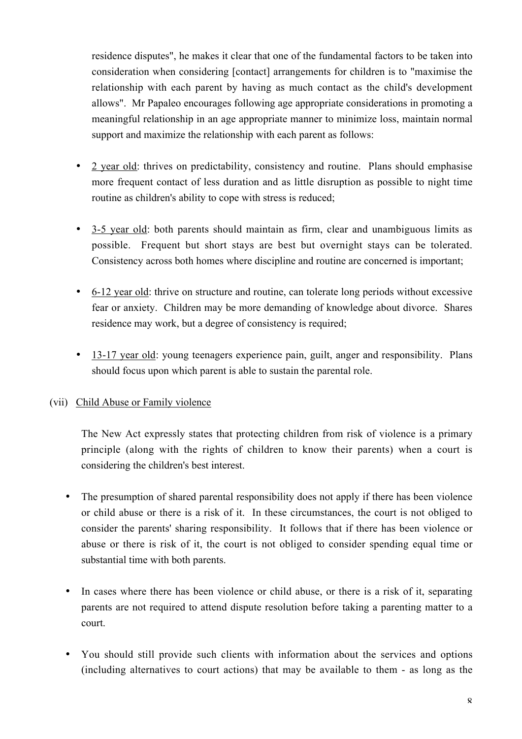residence disputes", he makes it clear that one of the fundamental factors to be taken into consideration when considering [contact] arrangements for children is to "maximise the relationship with each parent by having as much contact as the child's development allows". Mr Papaleo encourages following age appropriate considerations in promoting a meaningful relationship in an age appropriate manner to minimize loss, maintain normal support and maximize the relationship with each parent as follows:

- <u>2 year old</u>: thrives on predictability, consistency and routine. Plans should emphasise more frequent contact of less duration and as little disruption as possible to night time routine as children's ability to cope with stress is reduced;

- <u>3-5 year old</u>: both parents should maintain as firm, clear and unambiguous limits as possible. Frequent but short stays are best but overnight stays can be tolerated. Consistency across both homes where discipline and routine are concerned is important;

- <u>6-12 year old</u>: thrive on structure and routine, can tolerate long periods without excessive fear or anxiety. Children may be more demanding of knowledge about divorce. Shares residence may work, but a degree of consistency is required;

- <u>13-17 year old</u>: young teenagers experience pain, guilt, anger and responsibility. Plans should focus upon which parent is able to sustain the parental role.

(vii) <u>Child Abuse or Family violence</u>

The New Act expressly states that protecting children from risk of violence is a primary principle (along with the rights of children to know their parents) when a court is considering the children's best interest.

- The presumption of shared parental responsibility does not apply if there has been violence or child abuse or there is a risk of it. In these circumstances, the court is not obliged to consider the parents' sharing responsibility. It follows that if there has been violence or abuse or there is risk of it, the court is not obliged to consider spending equal time or substantial time with both parents.

- In cases where there has been violence or child abuse, or there is a risk of it, separating parents are not required to attend dispute resolution before taking a parenting matter to a court.

- You should still provide such clients with information about the services and options (including alternatives to court actions) that may be available to them - as long as the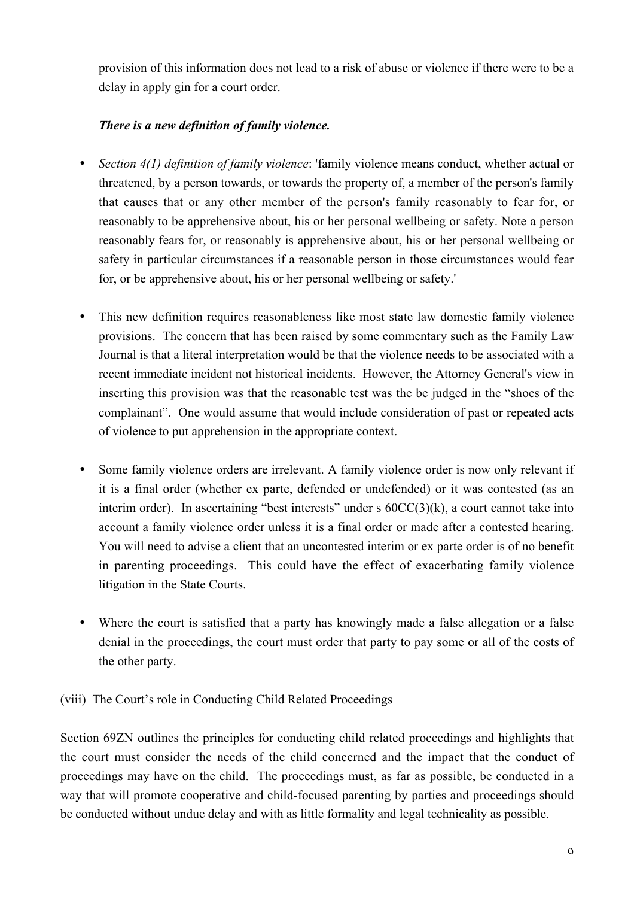provision of this information does not lead to a risk of abuse or violence if there were to be a delay in apply gin for a court order.

***There is a new definition of family violence.***

- *Section 4(1) definition of family violence*: 'family violence means conduct, whether actual or threatened, by a person towards, or towards the property of, a member of the person's family that causes that or any other member of the person's family reasonably to fear for, or reasonably to be apprehensive about, his or her personal wellbeing or safety. Note a person reasonably fears for, or reasonably is apprehensive about, his or her personal wellbeing or safety in particular circumstances if a reasonable person in those circumstances would fear for, or be apprehensive about, his or her personal wellbeing or safety.'

- This new definition requires reasonableness like most state law domestic family violence provisions. The concern that has been raised by some commentary such as the Family Law Journal is that a literal interpretation would be that the violence needs to be associated with a recent immediate incident not historical incidents. However, the Attorney General's view in inserting this provision was that the reasonable test was the be judged in the "shoes of the complainant". One would assume that would include consideration of past or repeated acts of violence to put apprehension in the appropriate context.

- Some family violence orders are irrelevant. A family violence order is now only relevant if it is a final order (whether ex parte, defended or undefended) or it was contested (as an interim order). In ascertaining "best interests" under s 60CC(3)(k), a court cannot take into account a family violence order unless it is a final order or made after a contested hearing. You will need to advise a client that an uncontested interim or ex parte order is of no benefit in parenting proceedings. This could have the effect of exacerbating family violence litigation in the State Courts.

- Where the court is satisfied that a party has knowingly made a false allegation or a false denial in the proceedings, the court must order that party to pay some or all of the costs of the other party.

(viii) <u>The Court's role in Conducting Child Related Proceedings</u>

Section 69ZN outlines the principles for conducting child related proceedings and highlights that the court must consider the needs of the child concerned and the impact that the conduct of proceedings may have on the child. The proceedings must, as far as possible, be conducted in a way that will promote cooperative and child-focused parenting by parties and proceedings should be conducted without undue delay and with as little formality and legal technicality as possible.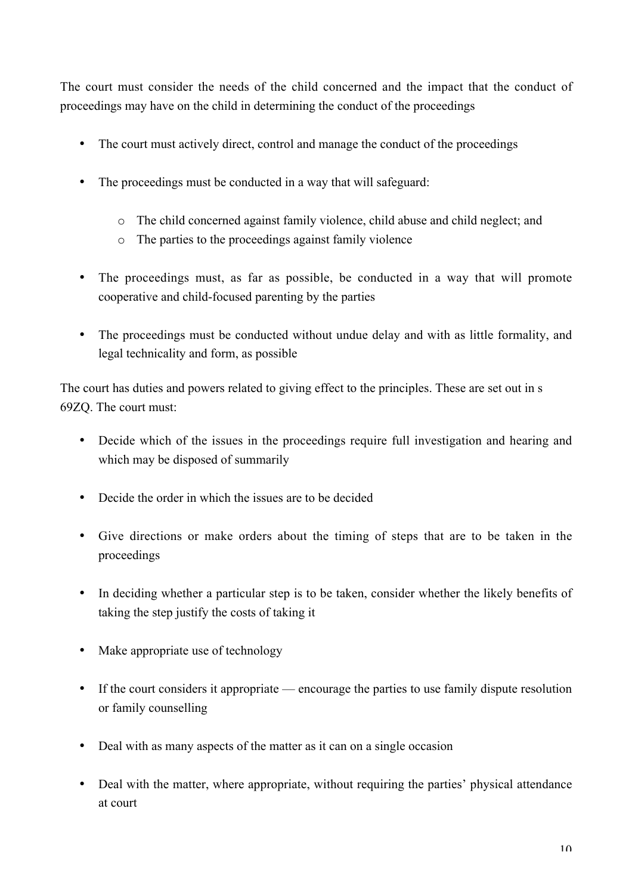The court must consider the needs of the child concerned and the impact that the conduct of proceedings may have on the child in determining the conduct of the proceedings

- The court must actively direct, control and manage the conduct of the proceedings

- The proceedings must be conducted in a way that will safeguard:

    - The child concerned against family violence, child abuse and child neglect; and
    - The parties to the proceedings against family violence

- The proceedings must, as far as possible, be conducted in a way that will promote cooperative and child-focused parenting by the parties

- The proceedings must be conducted without undue delay and with as little formality, and legal technicality and form, as possible

The court has duties and powers related to giving effect to the principles. These are set out in s 69ZQ. The court must:

- Decide which of the issues in the proceedings require full investigation and hearing and which may be disposed of summarily

- Decide the order in which the issues are to be decided

- Give directions or make orders about the timing of steps that are to be taken in the proceedings

- In deciding whether a particular step is to be taken, consider whether the likely benefits of taking the step justify the costs of taking it

- Make appropriate use of technology

- If the court considers it appropriate — encourage the parties to use family dispute resolution or family counselling

- Deal with as many aspects of the matter as it can on a single occasion

- Deal with the matter, where appropriate, without requiring the parties' physical attendance at court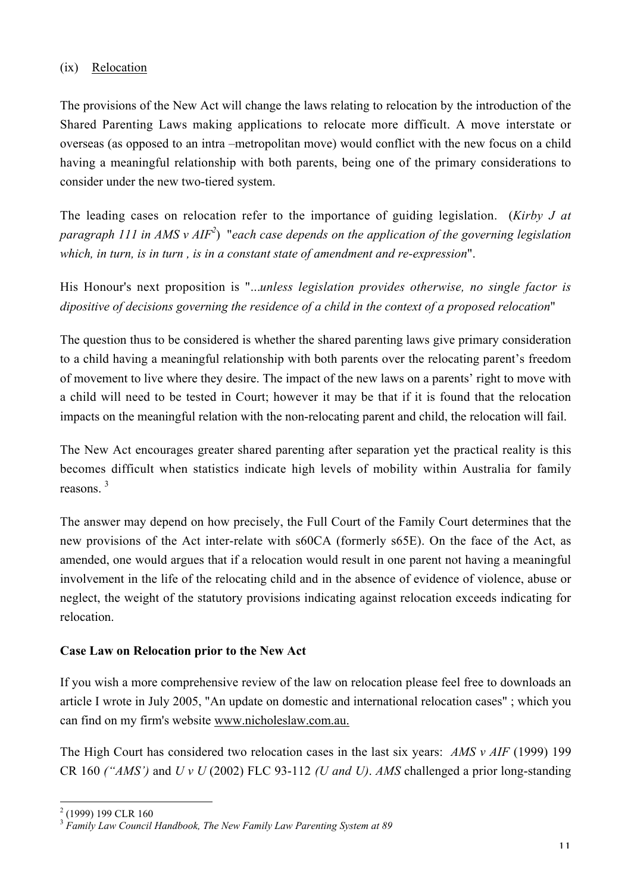(ix) Relocation

The provisions of the New Act will change the laws relating to relocation by the introduction of the Shared Parenting Laws making applications to relocate more difficult. A move interstate or overseas (as opposed to an intra –metropolitan move) would conflict with the new focus on a child having a meaningful relationship with both parents, being one of the primary considerations to consider under the new two-tiered system.

The leading cases on relocation refer to the importance of guiding legislation. (*Kirby J at paragraph 111 in AMS v AIF*[2]) "*each case depends on the application of the governing legislation which, in turn, is in turn , is in a constant state of amendment and re-expression*".

His Honour's next proposition is "*...unless legislation provides otherwise, no single factor is dipositive of decisions governing the residence of a child in the context of a proposed relocation*"

The question thus to be considered is whether the shared parenting laws give primary consideration to a child having a meaningful relationship with both parents over the relocating parent's freedom of movement to live where they desire. The impact of the new laws on a parents' right to move with a child will need to be tested in Court; however it may be that if it is found that the relocation impacts on the meaningful relation with the non-relocating parent and child, the relocation will fail.

The New Act encourages greater shared parenting after separation yet the practical reality is this becomes difficult when statistics indicate high levels of mobility within Australia for family reasons. [3]

The answer may depend on how precisely, the Full Court of the Family Court determines that the new provisions of the Act inter-relate with s60CA (formerly s65E). On the face of the Act, as amended, one would argues that if a relocation would result in one parent not having a meaningful involvement in the life of the relocating child and in the absence of evidence of violence, abuse or neglect, the weight of the statutory provisions indicating against relocation exceeds indicating for relocation.

**Case Law on Relocation prior to the New Act**

If you wish a more comprehensive review of the law on relocation please feel free to downloads an article I wrote in July 2005, "An update on domestic and international relocation cases" ; which you can find on my firm's website www.nicholeslaw.com.au.

The High Court has considered two relocation cases in the last six years: *AMS v AIF* (1999) 199 CR 160 *("AMS')* and *U v U* (2002) FLC 93-112 *(U and U)*. *AMS* challenged a prior long-standing

---

[2] (1999) 199 CLR 160

[3] *Family Law Council Handbook, The New Family Law Parenting System at 89*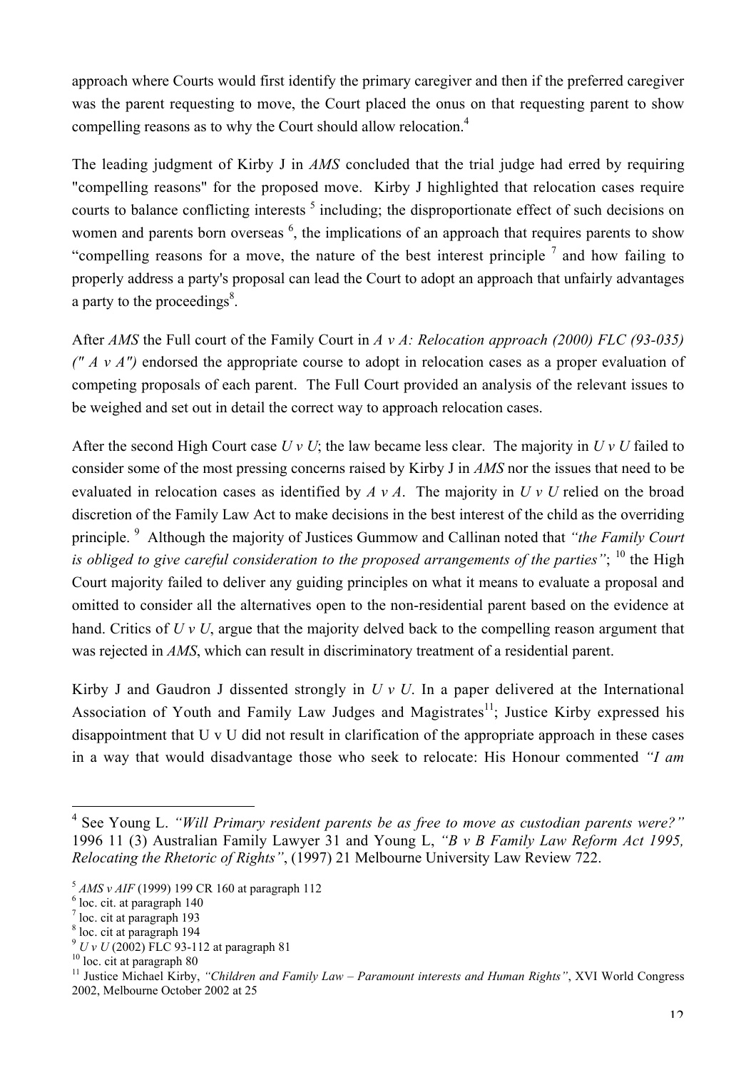approach where Courts would first identify the primary caregiver and then if the preferred caregiver was the parent requesting to move, the Court placed the onus on that requesting parent to show compelling reasons as to why the Court should allow relocation.[4]

The leading judgment of Kirby J in *AMS* concluded that the trial judge had erred by requiring "compelling reasons" for the proposed move. Kirby J highlighted that relocation cases require courts to balance conflicting interests [5] including; the disproportionate effect of such decisions on women and parents born overseas [6], the implications of an approach that requires parents to show "compelling reasons for a move, the nature of the best interest principle [7] and how failing to properly address a party's proposal can lead the Court to adopt an approach that unfairly advantages a party to the proceedings[8].

After *AMS* the Full court of the Family Court in *A v A: Relocation approach (2000) FLC (93-035) (" A v A")* endorsed the appropriate course to adopt in relocation cases as a proper evaluation of competing proposals of each parent. The Full Court provided an analysis of the relevant issues to be weighed and set out in detail the correct way to approach relocation cases.

After the second High Court case *U v U*; the law became less clear. The majority in *U v U* failed to consider some of the most pressing concerns raised by Kirby J in *AMS* nor the issues that need to be evaluated in relocation cases as identified by *A v A*. The majority in *U v U* relied on the broad discretion of the Family Law Act to make decisions in the best interest of the child as the overriding principle. [9] Although the majority of Justices Gummow and Callinan noted that *"the Family Court is obliged to give careful consideration to the proposed arrangements of the parties"*; [10] the High Court majority failed to deliver any guiding principles on what it means to evaluate a proposal and omitted to consider all the alternatives open to the non-residential parent based on the evidence at hand. Critics of *U v U*, argue that the majority delved back to the compelling reason argument that was rejected in *AMS*, which can result in discriminatory treatment of a residential parent.

Kirby J and Gaudron J dissented strongly in *U v U*. In a paper delivered at the International Association of Youth and Family Law Judges and Magistrates[11]; Justice Kirby expressed his disappointment that U v U did not result in clarification of the appropriate approach in these cases in a way that would disadvantage those who seek to relocate: His Honour commented *"I am*

---

[4] See Young L. *"Will Primary resident parents be as free to move as custodian parents were?"* 1996 11 (3) Australian Family Lawyer 31 and Young L, *"B v B Family Law Reform Act 1995, Relocating the Rhetoric of Rights"*, (1997) 21 Melbourne University Law Review 722.

[5] *AMS v AIF* (1999) 199 CR 160 at paragraph 112
[6] loc. cit. at paragraph 140
[7] loc. cit at paragraph 193
[8] loc. cit at paragraph 194
[9] *U v U* (2002) FLC 93-112 at paragraph 81
[10] loc. cit at paragraph 80
[11] Justice Michael Kirby, *"Children and Family Law – Paramount interests and Human Rights"*, XVI World Congress 2002, Melbourne October 2002 at 25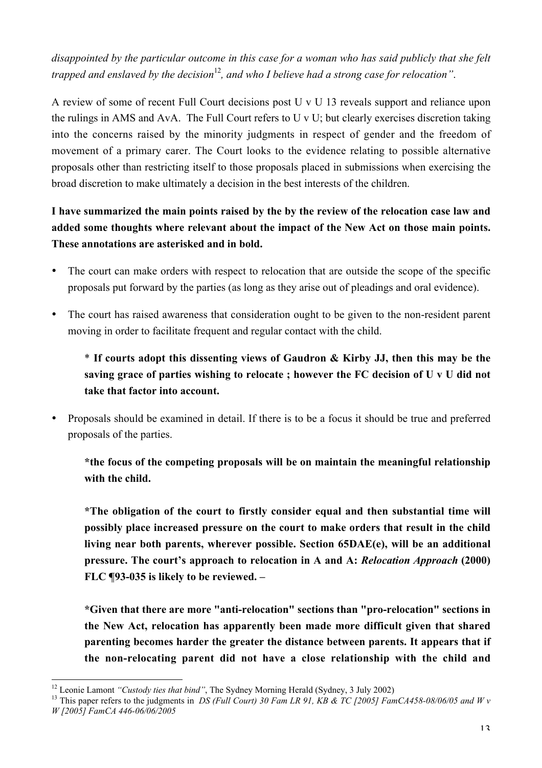*disappointed by the particular outcome in this case for a woman who has said publicly that she felt trapped and enslaved by the decision[12], and who I believe had a strong case for relocation".*

A review of some of recent Full Court decisions post U v U 13 reveals support and reliance upon the rulings in AMS and AvA. The Full Court refers to U v U; but clearly exercises discretion taking into the concerns raised by the minority judgments in respect of gender and the freedom of movement of a primary carer. The Court looks to the evidence relating to possible alternative proposals other than restricting itself to those proposals placed in submissions when exercising the broad discretion to make ultimately a decision in the best interests of the children.

**I have summarized the main points raised by the by the review of the relocation case law and added some thoughts where relevant about the impact of the New Act on those main points. These annotations are asterisked and in bold.**

- The court can make orders with respect to relocation that are outside the scope of the specific proposals put forward by the parties (as long as they arise out of pleadings and oral evidence).
- The court has raised awareness that consideration ought to be given to the non-resident parent moving in order to facilitate frequent and regular contact with the child.

  **\* If courts adopt this dissenting views of Gaudron & Kirby JJ, then this may be the saving grace of parties wishing to relocate ; however the FC decision of U v U did not take that factor into account.**

- Proposals should be examined in detail. If there is to be a focus it should be true and preferred proposals of the parties.

  **\*the focus of the competing proposals will be on maintain the meaningful relationship with the child.**

  **\*The obligation of the court to firstly consider equal and then substantial time will possibly place increased pressure on the court to make orders that result in the child living near both parents, wherever possible. Section 65DAE(e), will be an additional pressure. The court's approach to relocation in A and A: *Relocation Approach* (2000) FLC ¶93-035 is likely to be reviewed. –**

  **\*Given that there are more "anti-relocation" sections than "pro-relocation" sections in the New Act, relocation has apparently been made more difficult given that shared parenting becomes harder the greater the distance between parents. It appears that if the non-relocating parent did not have a close relationship with the child and**

---

[12] Leonie Lamont *"Custody ties that bind"*, The Sydney Morning Herald (Sydney, 3 July 2002)

[13] This paper refers to the judgments in *DS (Full Court) 30 Fam LR 91, KB & TC [2005] FamCA458-08/06/05 and W v W [2005] FamCA 446-06/06/2005*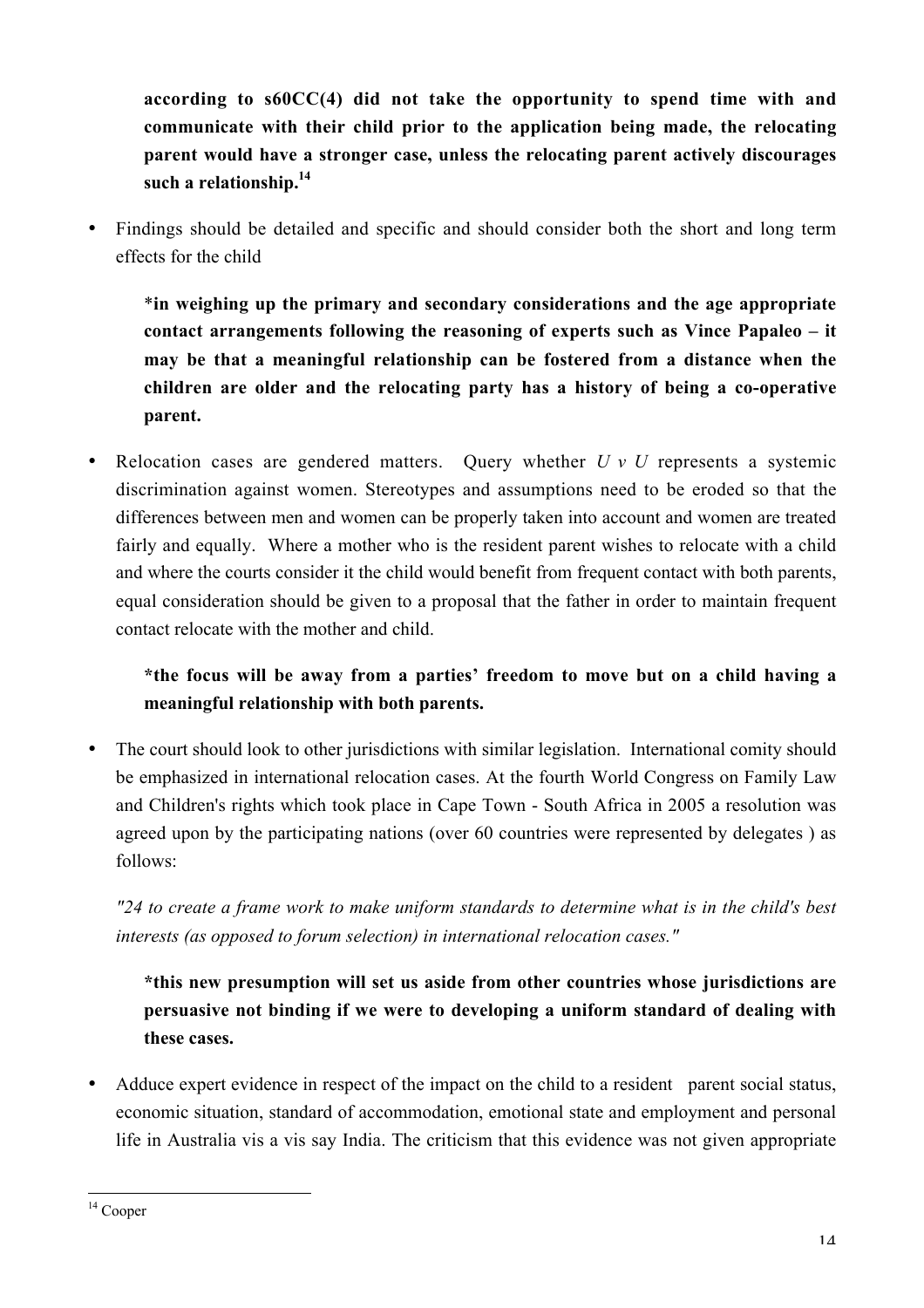**according to s60CC(4) did not take the opportunity to spend time with and communicate with their child prior to the application being made, the relocating parent would have a stronger case, unless the relocating parent actively discourages such a relationship.**[14]

- Findings should be detailed and specific and should consider both the short and long term effects for the child

  ***in weighing up the primary and secondary considerations and the age appropriate contact arrangements following the reasoning of experts such as Vince Papaleo – it may be that a meaningful relationship can be fostered from a distance when the children are older and the relocating party has a history of being a co-operative parent.**

- Relocation cases are gendered matters. Query whether *U v U* represents a systemic discrimination against women. Stereotypes and assumptions need to be eroded so that the differences between men and women can be properly taken into account and women are treated fairly and equally. Where a mother who is the resident parent wishes to relocate with a child and where the courts consider it the child would benefit from frequent contact with both parents, equal consideration should be given to a proposal that the father in order to maintain frequent contact relocate with the mother and child.

  ***the focus will be away from a parties' freedom to move but on a child having a meaningful relationship with both parents.**

- The court should look to other jurisdictions with similar legislation. International comity should be emphasized in international relocation cases. At the fourth World Congress on Family Law and Children's rights which took place in Cape Town - South Africa in 2005 a resolution was agreed upon by the participating nations (over 60 countries were represented by delegates ) as follows:

  *"24 to create a frame work to make uniform standards to determine what is in the child's best interests (as opposed to forum selection) in international relocation cases."*

  ***this new presumption will set us aside from other countries whose jurisdictions are persuasive not binding if we were to developing a uniform standard of dealing with these cases.**

- Adduce expert evidence in respect of the impact on the child to a resident parent social status, economic situation, standard of accommodation, emotional state and employment and personal life in Australia vis a vis say India. The criticism that this evidence was not given appropriate

---

[14] Cooper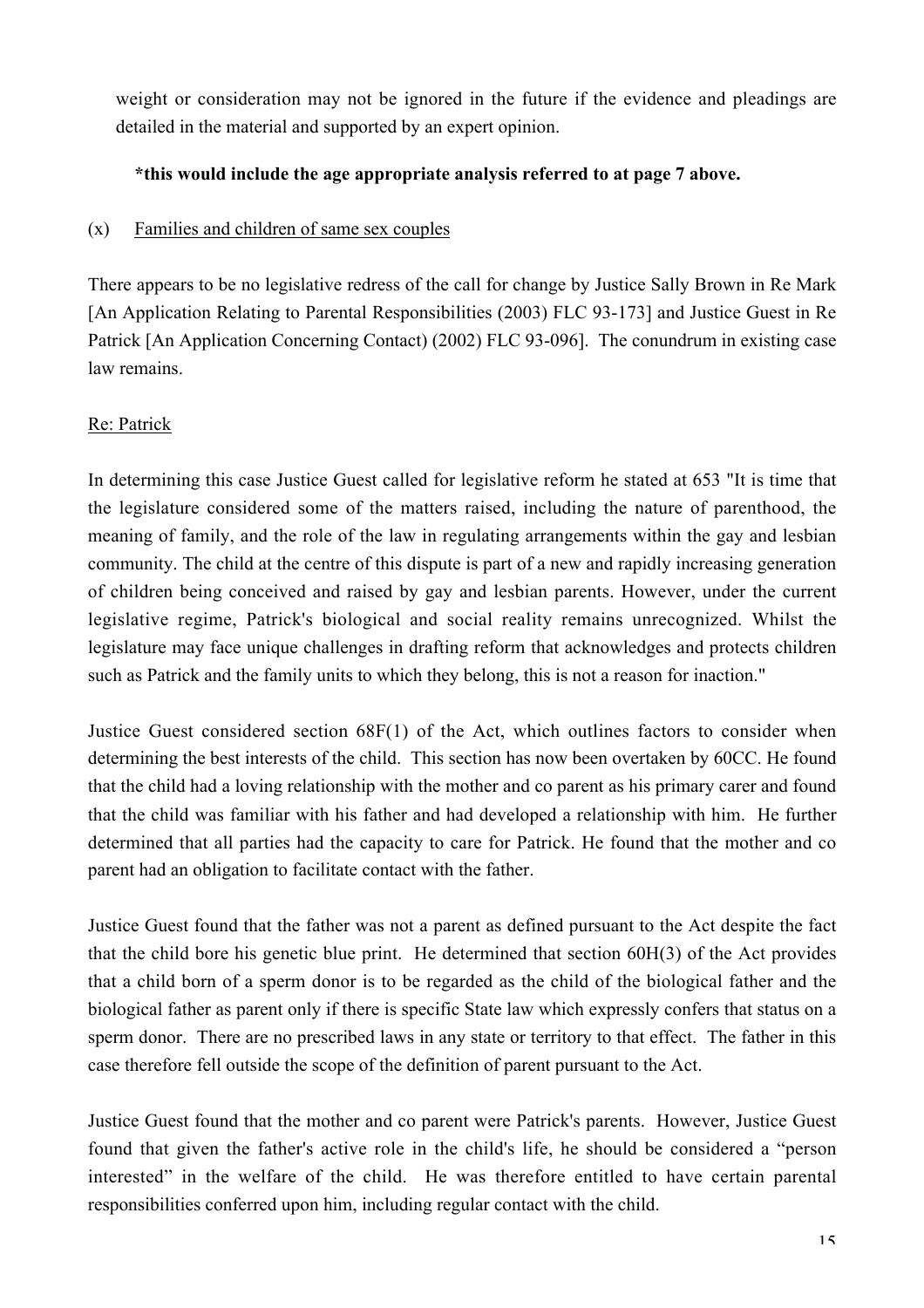weight or consideration may not be ignored in the future if the evidence and pleadings are detailed in the material and supported by an expert opinion.

**\*this would include the age appropriate analysis referred to at page 7 above.**

(x) Families and children of same sex couples

There appears to be no legislative redress of the call for change by Justice Sally Brown in Re Mark [An Application Relating to Parental Responsibilities (2003) FLC 93-173] and Justice Guest in Re Patrick [An Application Concerning Contact) (2002) FLC 93-096]. The conundrum in existing case law remains.

Re: Patrick

In determining this case Justice Guest called for legislative reform he stated at 653 "It is time that the legislature considered some of the matters raised, including the nature of parenthood, the meaning of family, and the role of the law in regulating arrangements within the gay and lesbian community. The child at the centre of this dispute is part of a new and rapidly increasing generation of children being conceived and raised by gay and lesbian parents. However, under the current legislative regime, Patrick's biological and social reality remains unrecognized. Whilst the legislature may face unique challenges in drafting reform that acknowledges and protects children such as Patrick and the family units to which they belong, this is not a reason for inaction."

Justice Guest considered section 68F(1) of the Act, which outlines factors to consider when determining the best interests of the child. This section has now been overtaken by 60CC. He found that the child had a loving relationship with the mother and co parent as his primary carer and found that the child was familiar with his father and had developed a relationship with him. He further determined that all parties had the capacity to care for Patrick. He found that the mother and co parent had an obligation to facilitate contact with the father.

Justice Guest found that the father was not a parent as defined pursuant to the Act despite the fact that the child bore his genetic blue print. He determined that section 60H(3) of the Act provides that a child born of a sperm donor is to be regarded as the child of the biological father and the biological father as parent only if there is specific State law which expressly confers that status on a sperm donor. There are no prescribed laws in any state or territory to that effect. The father in this case therefore fell outside the scope of the definition of parent pursuant to the Act.

Justice Guest found that the mother and co parent were Patrick's parents. However, Justice Guest found that given the father's active role in the child's life, he should be considered a "person interested" in the welfare of the child. He was therefore entitled to have certain parental responsibilities conferred upon him, including regular contact with the child.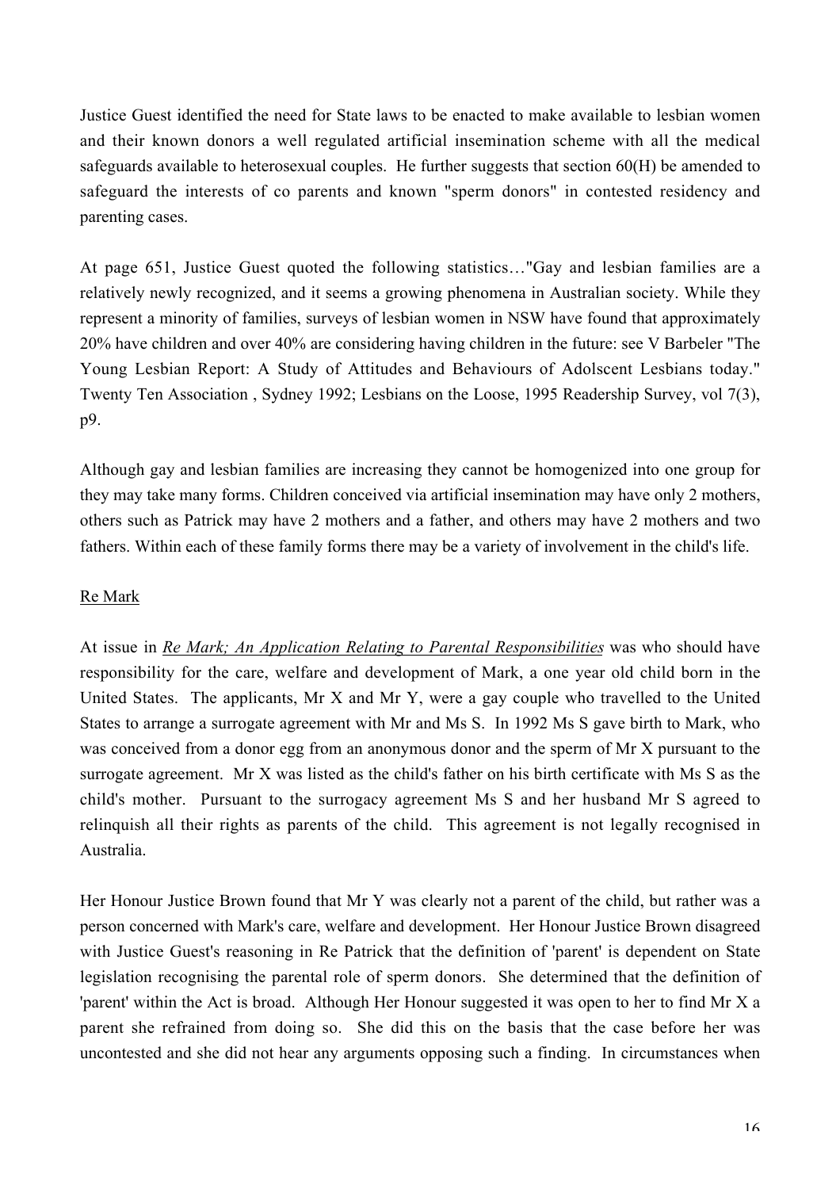Justice Guest identified the need for State laws to be enacted to make available to lesbian women and their known donors a well regulated artificial insemination scheme with all the medical safeguards available to heterosexual couples. He further suggests that section 60(H) be amended to safeguard the interests of co parents and known "sperm donors" in contested residency and parenting cases.

At page 651, Justice Guest quoted the following statistics…"Gay and lesbian families are a relatively newly recognized, and it seems a growing phenomena in Australian society. While they represent a minority of families, surveys of lesbian women in NSW have found that approximately 20% have children and over 40% are considering having children in the future: see V Barbeler "The Young Lesbian Report: A Study of Attitudes and Behaviours of Adolscent Lesbians today." Twenty Ten Association , Sydney 1992; Lesbians on the Loose, 1995 Readership Survey, vol 7(3), p9.

Although gay and lesbian families are increasing they cannot be homogenized into one group for they may take many forms. Children conceived via artificial insemination may have only 2 mothers, others such as Patrick may have 2 mothers and a father, and others may have 2 mothers and two fathers. Within each of these family forms there may be a variety of involvement in the child's life.

<u>Re Mark</u>

At issue in <u>*Re Mark; An Application Relating to Parental Responsibilities*</u> was who should have responsibility for the care, welfare and development of Mark, a one year old child born in the United States. The applicants, Mr X and Mr Y, were a gay couple who travelled to the United States to arrange a surrogate agreement with Mr and Ms S. In 1992 Ms S gave birth to Mark, who was conceived from a donor egg from an anonymous donor and the sperm of Mr X pursuant to the surrogate agreement. Mr X was listed as the child's father on his birth certificate with Ms S as the child's mother. Pursuant to the surrogacy agreement Ms S and her husband Mr S agreed to relinquish all their rights as parents of the child. This agreement is not legally recognised in Australia.

Her Honour Justice Brown found that Mr Y was clearly not a parent of the child, but rather was a person concerned with Mark's care, welfare and development. Her Honour Justice Brown disagreed with Justice Guest's reasoning in Re Patrick that the definition of 'parent' is dependent on State legislation recognising the parental role of sperm donors. She determined that the definition of 'parent' within the Act is broad. Although Her Honour suggested it was open to her to find Mr X a parent she refrained from doing so. She did this on the basis that the case before her was uncontested and she did not hear any arguments opposing such a finding. In circumstances when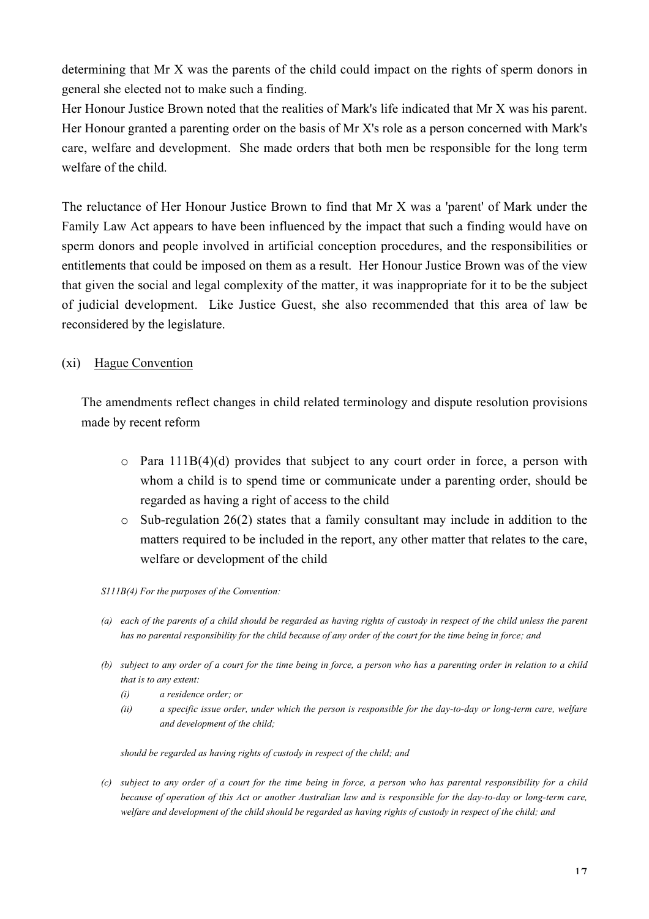determining that Mr X was the parents of the child could impact on the rights of sperm donors in general she elected not to make such a finding.

Her Honour Justice Brown noted that the realities of Mark's life indicated that Mr X was his parent. Her Honour granted a parenting order on the basis of Mr X's role as a person concerned with Mark's care, welfare and development. She made orders that both men be responsible for the long term welfare of the child.

The reluctance of Her Honour Justice Brown to find that Mr X was a 'parent' of Mark under the Family Law Act appears to have been influenced by the impact that such a finding would have on sperm donors and people involved in artificial conception procedures, and the responsibilities or entitlements that could be imposed on them as a result. Her Honour Justice Brown was of the view that given the social and legal complexity of the matter, it was inappropriate for it to be the subject of judicial development. Like Justice Guest, she also recommended that this area of law be reconsidered by the legislature.

(xi) Hague Convention

The amendments reflect changes in child related terminology and dispute resolution provisions made by recent reform

- Para 111B(4)(d) provides that subject to any court order in force, a person with whom a child is to spend time or communicate under a parenting order, should be regarded as having a right of access to the child
- Sub-regulation 26(2) states that a family consultant may include in addition to the matters required to be included in the report, any other matter that relates to the care, welfare or development of the child

*S111B(4) For the purposes of the Convention:*

*(a) each of the parents of a child should be regarded as having rights of custody in respect of the child unless the parent has no parental responsibility for the child because of any order of the court for the time being in force; and*

*(b) subject to any order of a court for the time being in force, a person who has a parenting order in relation to a child that is to any extent:*

*(i) a residence order; or*

*(ii) a specific issue order, under which the person is responsible for the day-to-day or long-term care, welfare and development of the child;*

*should be regarded as having rights of custody in respect of the child; and*

*(c) subject to any order of a court for the time being in force, a person who has parental responsibility for a child because of operation of this Act or another Australian law and is responsible for the day-to-day or long-term care, welfare and development of the child should be regarded as having rights of custody in respect of the child; and*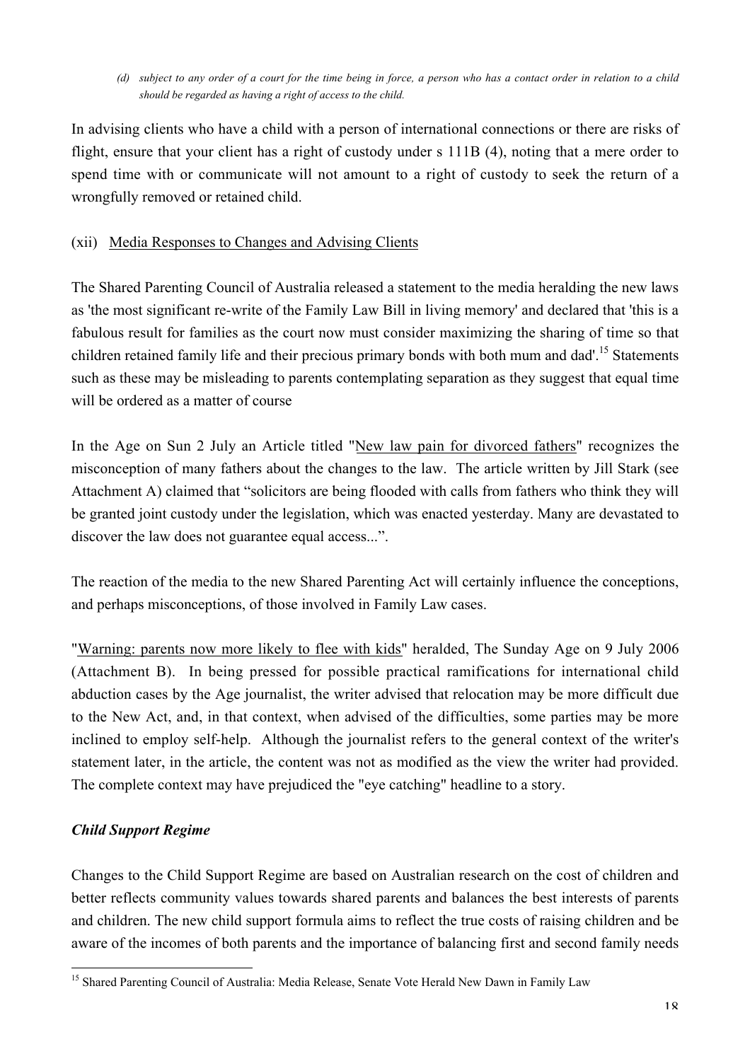*(d) subject to any order of a court for the time being in force, a person who has a contact order in relation to a child should be regarded as having a right of access to the child.*

In advising clients who have a child with a person of international connections or there are risks of flight, ensure that your client has a right of custody under s 111B (4), noting that a mere order to spend time with or communicate will not amount to a right of custody to seek the return of a wrongfully removed or retained child.

(xii) Media Responses to Changes and Advising Clients

The Shared Parenting Council of Australia released a statement to the media heralding the new laws as 'the most significant re-write of the Family Law Bill in living memory' and declared that 'this is a fabulous result for families as the court now must consider maximizing the sharing of time so that children retained family life and their precious primary bonds with both mum and dad'.[15] Statements such as these may be misleading to parents contemplating separation as they suggest that equal time will be ordered as a matter of course

In the Age on Sun 2 July an Article titled "New law pain for divorced fathers" recognizes the misconception of many fathers about the changes to the law. The article written by Jill Stark (see Attachment A) claimed that "solicitors are being flooded with calls from fathers who think they will be granted joint custody under the legislation, which was enacted yesterday. Many are devastated to discover the law does not guarantee equal access...".

The reaction of the media to the new Shared Parenting Act will certainly influence the conceptions, and perhaps misconceptions, of those involved in Family Law cases.

"Warning: parents now more likely to flee with kids" heralded, The Sunday Age on 9 July 2006 (Attachment B). In being pressed for possible practical ramifications for international child abduction cases by the Age journalist, the writer advised that relocation may be more difficult due to the New Act, and, in that context, when advised of the difficulties, some parties may be more inclined to employ self-help. Although the journalist refers to the general context of the writer's statement later, in the article, the content was not as modified as the view the writer had provided. The complete context may have prejudiced the "eye catching" headline to a story.

***Child Support Regime***

Changes to the Child Support Regime are based on Australian research on the cost of children and better reflects community values towards shared parents and balances the best interests of parents and children. The new child support formula aims to reflect the true costs of raising children and be aware of the incomes of both parents and the importance of balancing first and second family needs

---

[15] Shared Parenting Council of Australia: Media Release, Senate Vote Herald New Dawn in Family Law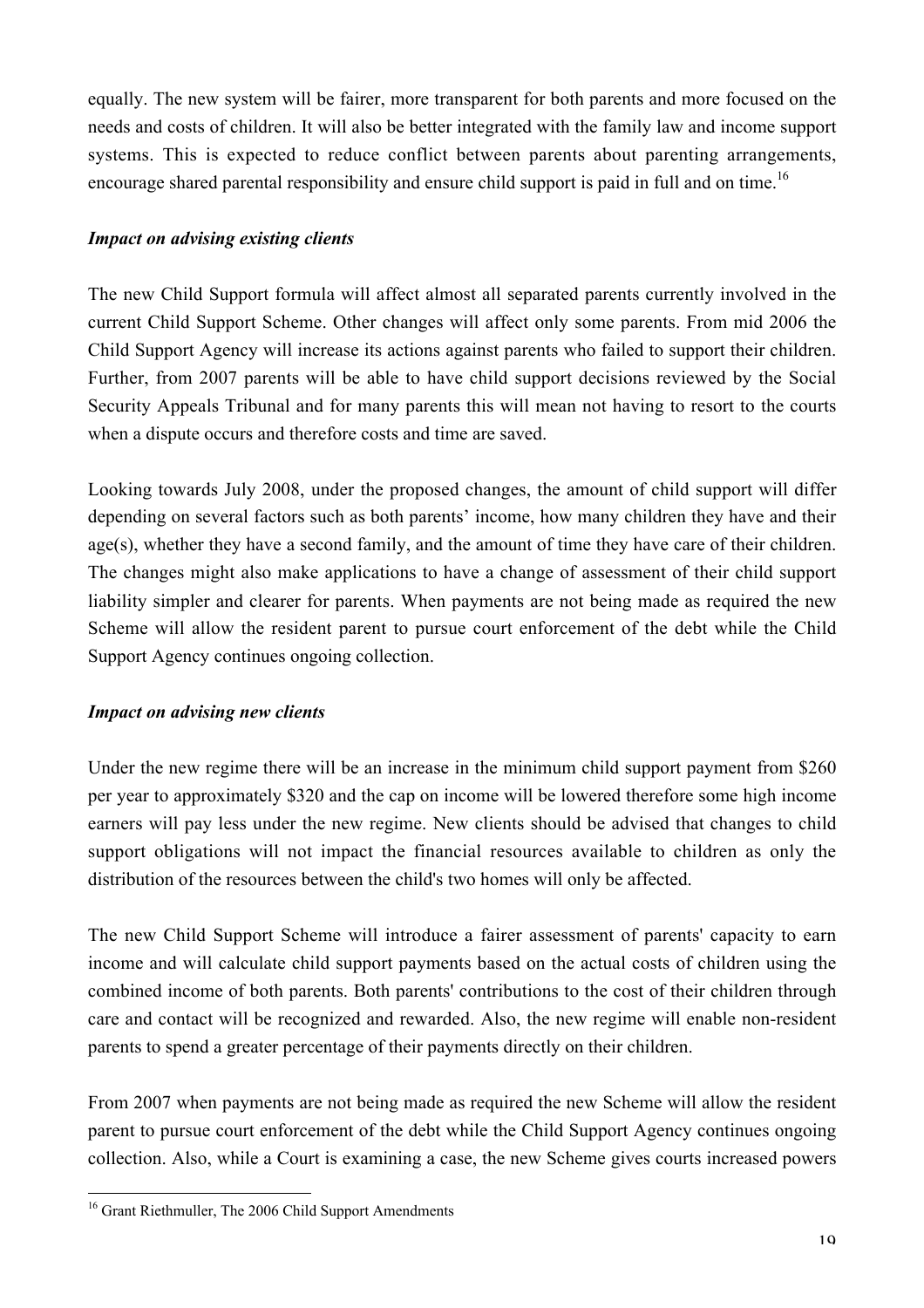equally. The new system will be fairer, more transparent for both parents and more focused on the needs and costs of children. It will also be better integrated with the family law and income support systems. This is expected to reduce conflict between parents about parenting arrangements, encourage shared parental responsibility and ensure child support is paid in full and on time.[16]

### *Impact on advising existing clients*

The new Child Support formula will affect almost all separated parents currently involved in the current Child Support Scheme. Other changes will affect only some parents. From mid 2006 the Child Support Agency will increase its actions against parents who failed to support their children. Further, from 2007 parents will be able to have child support decisions reviewed by the Social Security Appeals Tribunal and for many parents this will mean not having to resort to the courts when a dispute occurs and therefore costs and time are saved.

Looking towards July 2008, under the proposed changes, the amount of child support will differ depending on several factors such as both parents' income, how many children they have and their age(s), whether they have a second family, and the amount of time they have care of their children. The changes might also make applications to have a change of assessment of their child support liability simpler and clearer for parents. When payments are not being made as required the new Scheme will allow the resident parent to pursue court enforcement of the debt while the Child Support Agency continues ongoing collection.

### *Impact on advising new clients*

Under the new regime there will be an increase in the minimum child support payment from $260 per year to approximately $320 and the cap on income will be lowered therefore some high income earners will pay less under the new regime. New clients should be advised that changes to child support obligations will not impact the financial resources available to children as only the distribution of the resources between the child's two homes will only be affected.

The new Child Support Scheme will introduce a fairer assessment of parents' capacity to earn income and will calculate child support payments based on the actual costs of children using the combined income of both parents. Both parents' contributions to the cost of their children through care and contact will be recognized and rewarded. Also, the new regime will enable non-resident parents to spend a greater percentage of their payments directly on their children.

From 2007 when payments are not being made as required the new Scheme will allow the resident parent to pursue court enforcement of the debt while the Child Support Agency continues ongoing collection. Also, while a Court is examining a case, the new Scheme gives courts increased powers

[16] Grant Riethmuller, The 2006 Child Support Amendments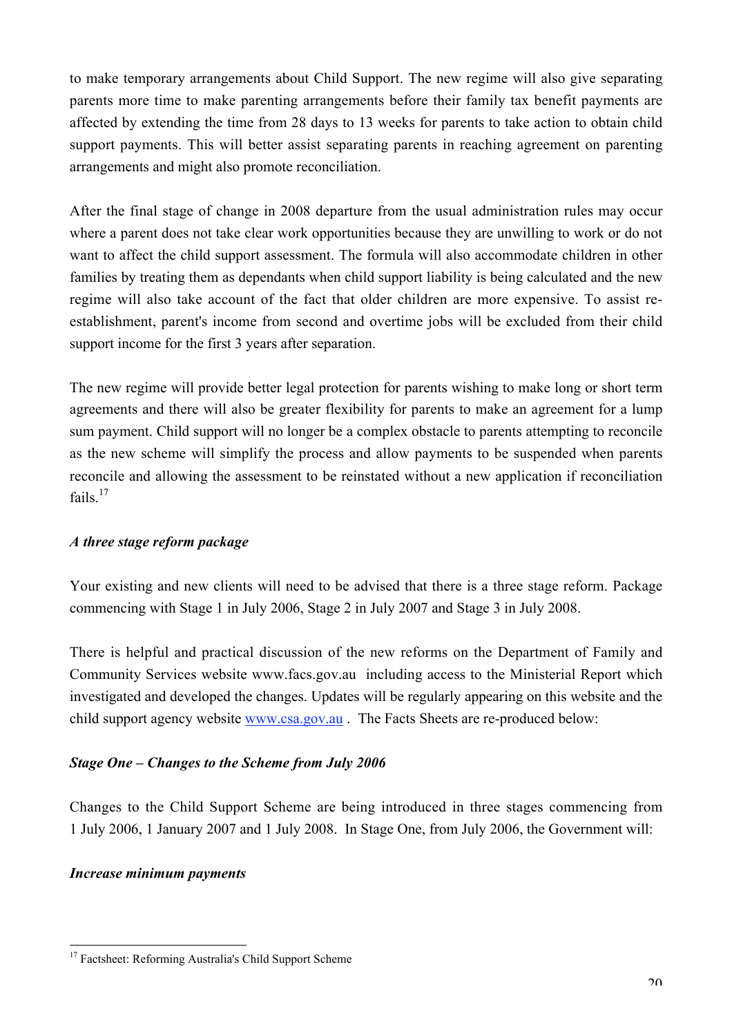to make temporary arrangements about Child Support. The new regime will also give separating parents more time to make parenting arrangements before their family tax benefit payments are affected by extending the time from 28 days to 13 weeks for parents to take action to obtain child support payments. This will better assist separating parents in reaching agreement on parenting arrangements and might also promote reconciliation.

After the final stage of change in 2008 departure from the usual administration rules may occur where a parent does not take clear work opportunities because they are unwilling to work or do not want to affect the child support assessment. The formula will also accommodate children in other families by treating them as dependants when child support liability is being calculated and the new regime will also take account of the fact that older children are more expensive. To assist re-establishment, parent's income from second and overtime jobs will be excluded from their child support income for the first 3 years after separation.

The new regime will provide better legal protection for parents wishing to make long or short term agreements and there will also be greater flexibility for parents to make an agreement for a lump sum payment. Child support will no longer be a complex obstacle to parents attempting to reconcile as the new scheme will simplify the process and allow payments to be suspended when parents reconcile and allowing the assessment to be reinstated without a new application if reconciliation fails.[17]

***A three stage reform package***

Your existing and new clients will need to be advised that there is a three stage reform. Package commencing with Stage 1 in July 2006, Stage 2 in July 2007 and Stage 3 in July 2008.

There is helpful and practical discussion of the new reforms on the Department of Family and Community Services website www.facs.gov.au including access to the Ministerial Report which investigated and developed the changes. Updates will be regularly appearing on this website and the child support agency website www.csa.gov.au . The Facts Sheets are re-produced below:

***Stage One – Changes to the Scheme from July 2006***

Changes to the Child Support Scheme are being introduced in three stages commencing from 1 July 2006, 1 January 2007 and 1 July 2008. In Stage One, from July 2006, the Government will:

***Increase minimum payments***

[17] Factsheet: Reforming Australia's Child Support Scheme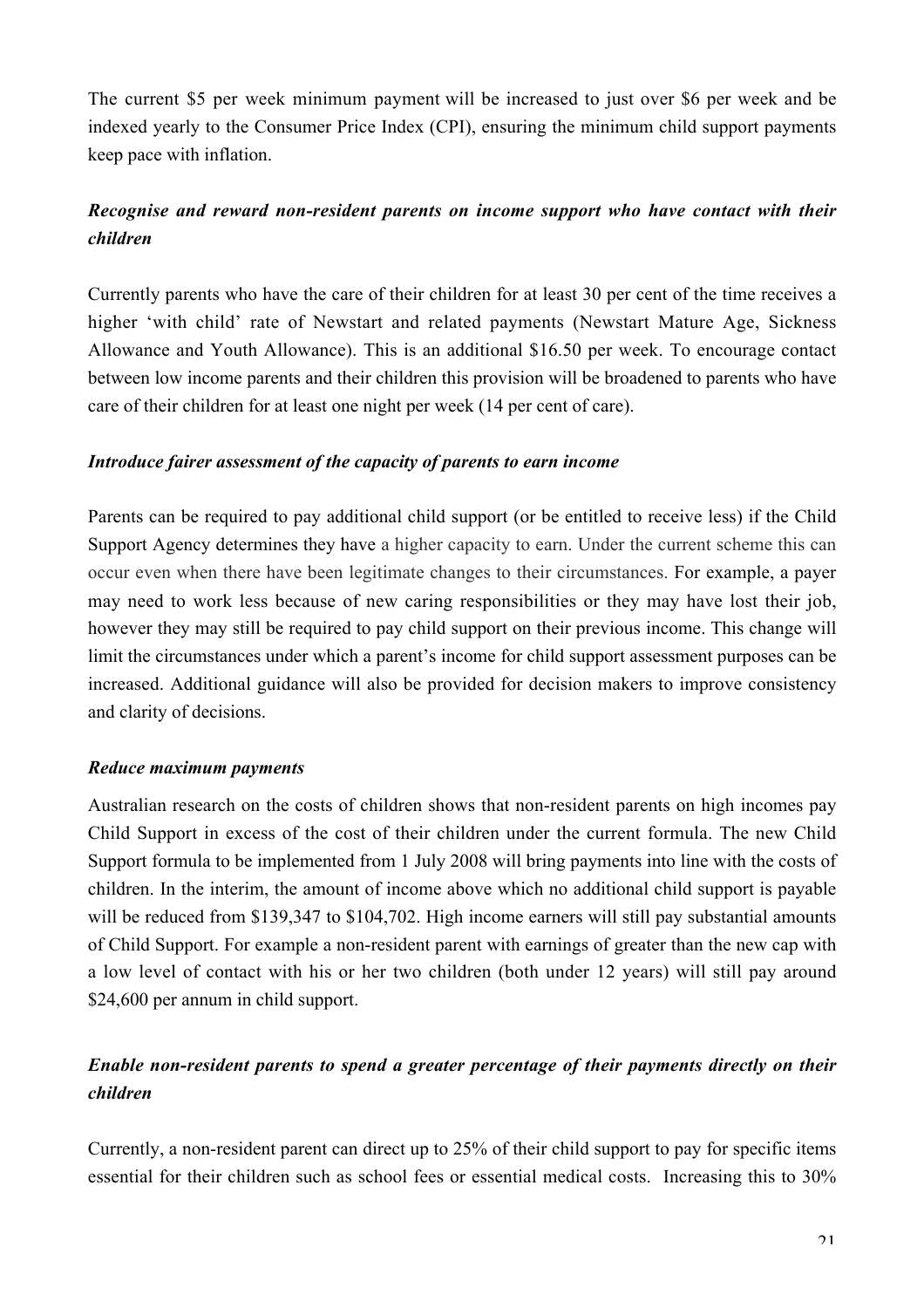The current $5 per week minimum payment will be increased to just over $6 per week and be indexed yearly to the Consumer Price Index (CPI), ensuring the minimum child support payments keep pace with inflation.

***Recognise and reward non-resident parents on income support who have contact with their children***

Currently parents who have the care of their children for at least 30 per cent of the time receives a higher 'with child' rate of Newstart and related payments (Newstart Mature Age, Sickness Allowance and Youth Allowance). This is an additional $16.50 per week. To encourage contact between low income parents and their children this provision will be broadened to parents who have care of their children for at least one night per week (14 per cent of care).

***Introduce fairer assessment of the capacity of parents to earn income***

Parents can be required to pay additional child support (or be entitled to receive less) if the Child Support Agency determines they have a higher capacity to earn. Under the current scheme this can occur even when there have been legitimate changes to their circumstances. For example, a payer may need to work less because of new caring responsibilities or they may have lost their job, however they may still be required to pay child support on their previous income. This change will limit the circumstances under which a parent's income for child support assessment purposes can be increased. Additional guidance will also be provided for decision makers to improve consistency and clarity of decisions.

***Reduce maximum payments***

Australian research on the costs of children shows that non-resident parents on high incomes pay Child Support in excess of the cost of their children under the current formula. The new Child Support formula to be implemented from 1 July 2008 will bring payments into line with the costs of children. In the interim, the amount of income above which no additional child support is payable will be reduced from $139,347 to $104,702. High income earners will still pay substantial amounts of Child Support. For example a non-resident parent with earnings of greater than the new cap with a low level of contact with his or her two children (both under 12 years) will still pay around $24,600 per annum in child support.

***Enable non-resident parents to spend a greater percentage of their payments directly on their children***

Currently, a non-resident parent can direct up to 25% of their child support to pay for specific items essential for their children such as school fees or essential medical costs. Increasing this to 30%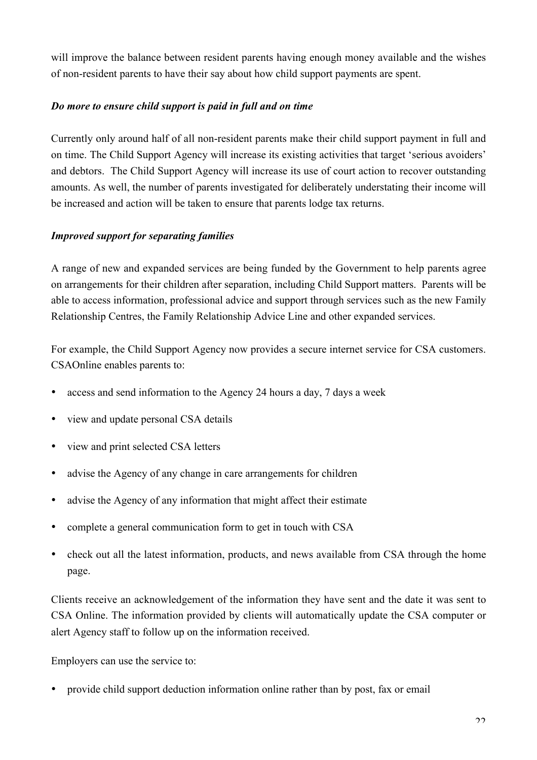will improve the balance between resident parents having enough money available and the wishes of non-resident parents to have their say about how child support payments are spent.

***Do more to ensure child support is paid in full and on time***

Currently only around half of all non-resident parents make their child support payment in full and on time. The Child Support Agency will increase its existing activities that target 'serious avoiders' and debtors. The Child Support Agency will increase its use of court action to recover outstanding amounts. As well, the number of parents investigated for deliberately understating their income will be increased and action will be taken to ensure that parents lodge tax returns.

***Improved support for separating families***

A range of new and expanded services are being funded by the Government to help parents agree on arrangements for their children after separation, including Child Support matters. Parents will be able to access information, professional advice and support through services such as the new Family Relationship Centres, the Family Relationship Advice Line and other expanded services.

For example, the Child Support Agency now provides a secure internet service for CSA customers. CSAOnline enables parents to:

- access and send information to the Agency 24 hours a day, 7 days a week
- view and update personal CSA details
- view and print selected CSA letters
- advise the Agency of any change in care arrangements for children
- advise the Agency of any information that might affect their estimate
- complete a general communication form to get in touch with CSA
- check out all the latest information, products, and news available from CSA through the home page.

Clients receive an acknowledgement of the information they have sent and the date it was sent to CSA Online. The information provided by clients will automatically update the CSA computer or alert Agency staff to follow up on the information received.

Employers can use the service to:

- provide child support deduction information online rather than by post, fax or email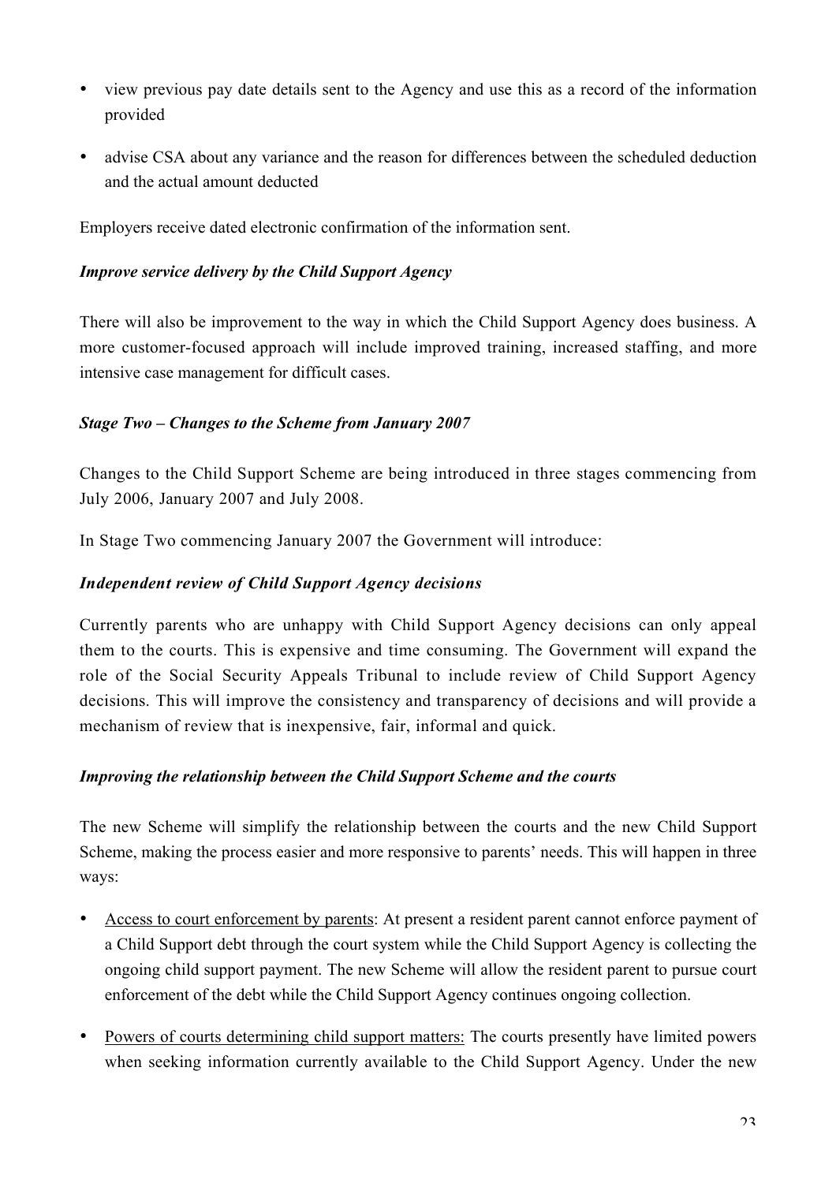- view previous pay date details sent to the Agency and use this as a record of the information provided
- advise CSA about any variance and the reason for differences between the scheduled deduction and the actual amount deducted

Employers receive dated electronic confirmation of the information sent.

***Improve service delivery by the Child Support Agency***

There will also be improvement to the way in which the Child Support Agency does business. A more customer-focused approach will include improved training, increased staffing, and more intensive case management for difficult cases.

***Stage Two – Changes to the Scheme from January 2007***

Changes to the Child Support Scheme are being introduced in three stages commencing from July 2006, January 2007 and July 2008.

In Stage Two commencing January 2007 the Government will introduce:

***Independent review of Child Support Agency decisions***

Currently parents who are unhappy with Child Support Agency decisions can only appeal them to the courts. This is expensive and time consuming. The Government will expand the role of the Social Security Appeals Tribunal to include review of Child Support Agency decisions. This will improve the consistency and transparency of decisions and will provide a mechanism of review that is inexpensive, fair, informal and quick.

***Improving the relationship between the Child Support Scheme and the courts***

The new Scheme will simplify the relationship between the courts and the new Child Support Scheme, making the process easier and more responsive to parents' needs. This will happen in three ways:

- <u>Access to court enforcement by parents</u>: At present a resident parent cannot enforce payment of a Child Support debt through the court system while the Child Support Agency is collecting the ongoing child support payment. The new Scheme will allow the resident parent to pursue court enforcement of the debt while the Child Support Agency continues ongoing collection.
- <u>Powers of courts determining child support matters:</u> The courts presently have limited powers when seeking information currently available to the Child Support Agency. Under the new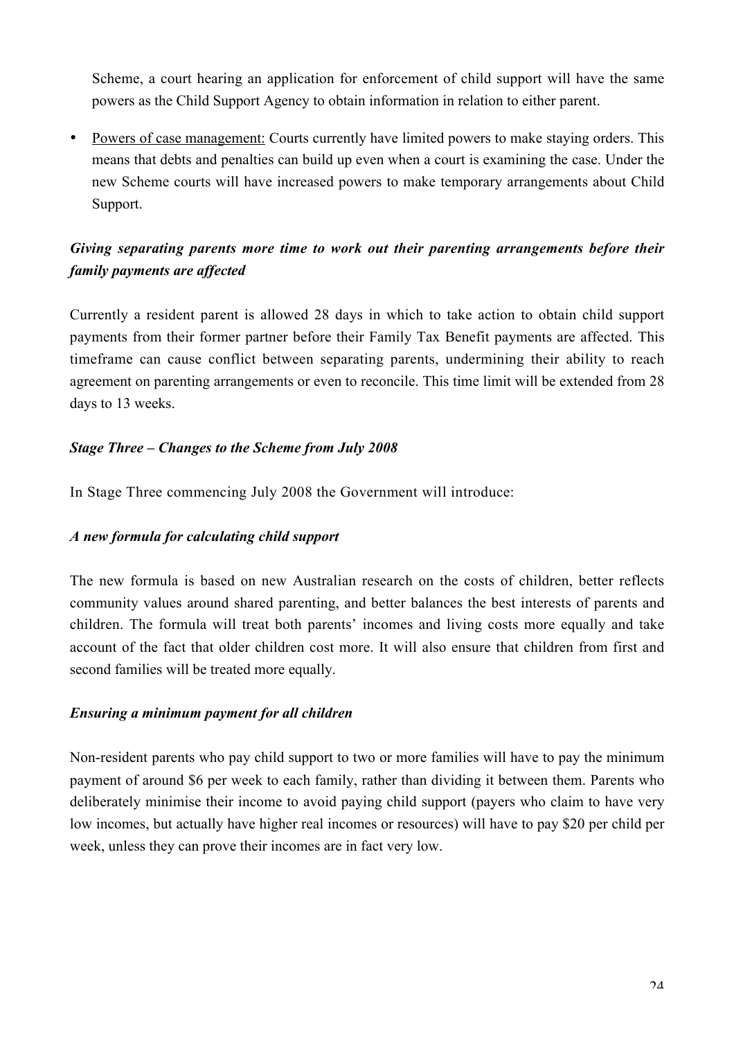Scheme, a court hearing an application for enforcement of child support will have the same powers as the Child Support Agency to obtain information in relation to either parent.

- Powers of case management: Courts currently have limited powers to make staying orders. This means that debts and penalties can build up even when a court is examining the case. Under the new Scheme courts will have increased powers to make temporary arrangements about Child Support.

***Giving separating parents more time to work out their parenting arrangements before their family payments are affected***

Currently a resident parent is allowed 28 days in which to take action to obtain child support payments from their former partner before their Family Tax Benefit payments are affected. This timeframe can cause conflict between separating parents, undermining their ability to reach agreement on parenting arrangements or even to reconcile. This time limit will be extended from 28 days to 13 weeks.

***Stage Three – Changes to the Scheme from July 2008***

In Stage Three commencing July 2008 the Government will introduce:

***A new formula for calculating child support***

The new formula is based on new Australian research on the costs of children, better reflects community values around shared parenting, and better balances the best interests of parents and children. The formula will treat both parents' incomes and living costs more equally and take account of the fact that older children cost more. It will also ensure that children from first and second families will be treated more equally.

***Ensuring a minimum payment for all children***

Non-resident parents who pay child support to two or more families will have to pay the minimum payment of around $6 per week to each family, rather than dividing it between them. Parents who deliberately minimise their income to avoid paying child support (payers who claim to have very low incomes, but actually have higher real incomes or resources) will have to pay $20 per child per week, unless they can prove their incomes are in fact very low.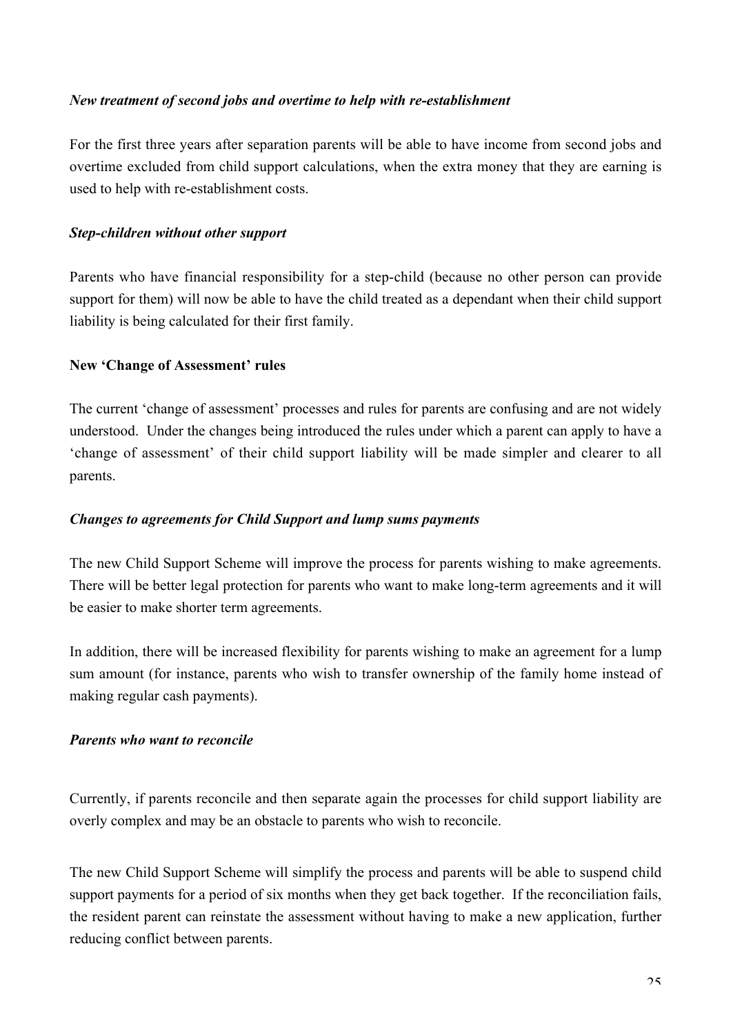### *New treatment of second jobs and overtime to help with re-establishment*

For the first three years after separation parents will be able to have income from second jobs and overtime excluded from child support calculations, when the extra money that they are earning is used to help with re-establishment costs.

### *Step-children without other support*

Parents who have financial responsibility for a step-child (because no other person can provide support for them) will now be able to have the child treated as a dependant when their child support liability is being calculated for their first family.

## New 'Change of Assessment' rules

The current 'change of assessment' processes and rules for parents are confusing and are not widely understood. Under the changes being introduced the rules under which a parent can apply to have a 'change of assessment' of their child support liability will be made simpler and clearer to all parents.

### *Changes to agreements for Child Support and lump sums payments*

The new Child Support Scheme will improve the process for parents wishing to make agreements. There will be better legal protection for parents who want to make long-term agreements and it will be easier to make shorter term agreements.

In addition, there will be increased flexibility for parents wishing to make an agreement for a lump sum amount (for instance, parents who wish to transfer ownership of the family home instead of making regular cash payments).

### *Parents who want to reconcile*

Currently, if parents reconcile and then separate again the processes for child support liability are overly complex and may be an obstacle to parents who wish to reconcile.

The new Child Support Scheme will simplify the process and parents will be able to suspend child support payments for a period of six months when they get back together. If the reconciliation fails, the resident parent can reinstate the assessment without having to make a new application, further reducing conflict between parents.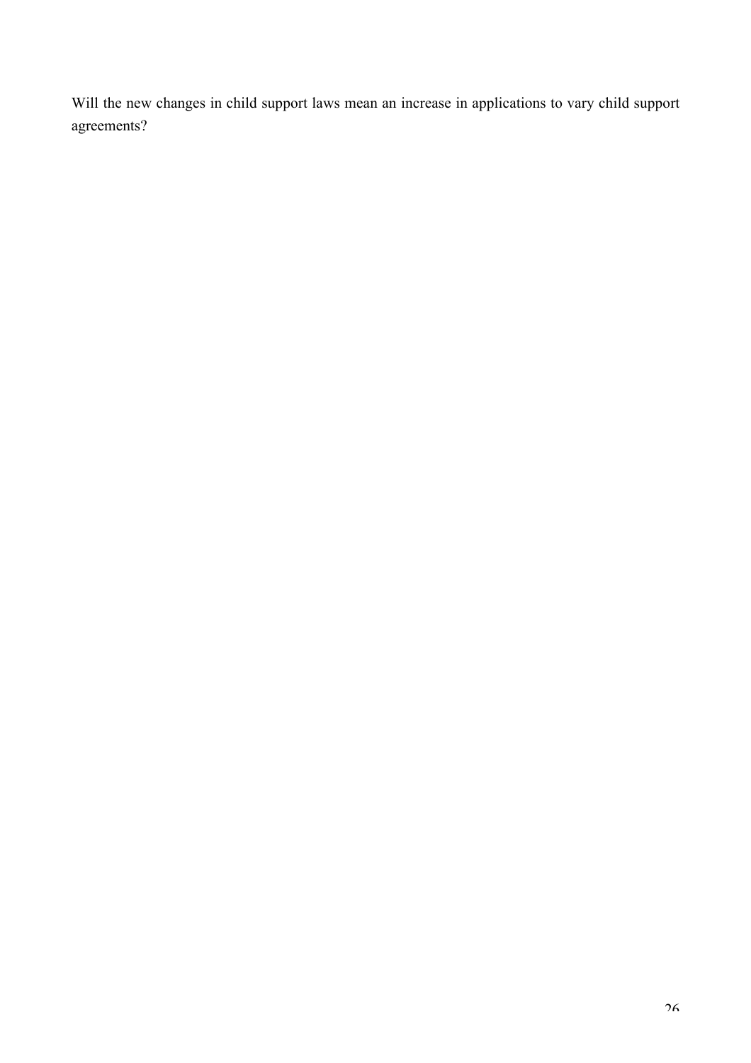Will the new changes in child support laws mean an increase in applications to vary child support agreements?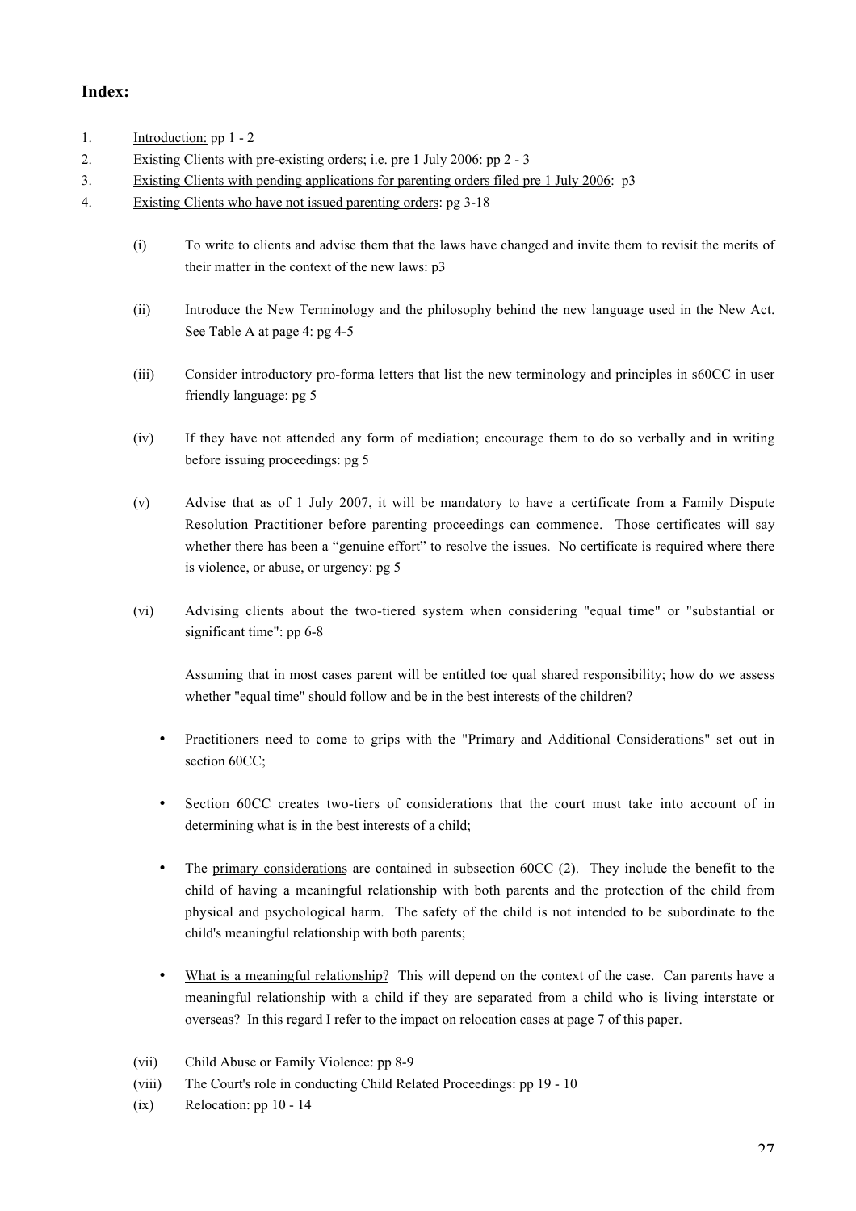## Index:

1. Introduction: pp 1 - 2
2. Existing Clients with pre-existing orders; i.e. pre 1 July 2006: pp 2 - 3
3. Existing Clients with pending applications for parenting orders filed pre 1 July 2006: p3
4. Existing Clients who have not issued parenting orders: pg 3-18

    (i) To write to clients and advise them that the laws have changed and invite them to revisit the merits of their matter in the context of the new laws: p3

    (ii) Introduce the New Terminology and the philosophy behind the new language used in the New Act. See Table A at page 4: pg 4-5

    (iii) Consider introductory pro-forma letters that list the new terminology and principles in s60CC in user friendly language: pg 5

    (iv) If they have not attended any form of mediation; encourage them to do so verbally and in writing before issuing proceedings: pg 5

    (v) Advise that as of 1 July 2007, it will be mandatory to have a certificate from a Family Dispute Resolution Practitioner before parenting proceedings can commence. Those certificates will say whether there has been a "genuine effort" to resolve the issues. No certificate is required where there is violence, or abuse, or urgency: pg 5

    (vi) Advising clients about the two-tiered system when considering "equal time" or "substantial or significant time": pp 6-8

    Assuming that in most cases parent will be entitled toe qual shared responsibility; how do we assess whether "equal time" should follow and be in the best interests of the children?

    - Practitioners need to come to grips with the "Primary and Additional Considerations" set out in section 60CC;
    - Section 60CC creates two-tiers of considerations that the court must take into account of in determining what is in the best interests of a child;
    - The primary considerations are contained in subsection 60CC (2). They include the benefit to the child of having a meaningful relationship with both parents and the protection of the child from physical and psychological harm. The safety of the child is not intended to be subordinate to the child's meaningful relationship with both parents;
    - What is a meaningful relationship? This will depend on the context of the case. Can parents have a meaningful relationship with a child if they are separated from a child who is living interstate or overseas? In this regard I refer to the impact on relocation cases at page 7 of this paper.

    (vii) Child Abuse or Family Violence: pp 8-9

    (viii) The Court's role in conducting Child Related Proceedings: pp 19 - 10

    (ix) Relocation: pp 10 - 14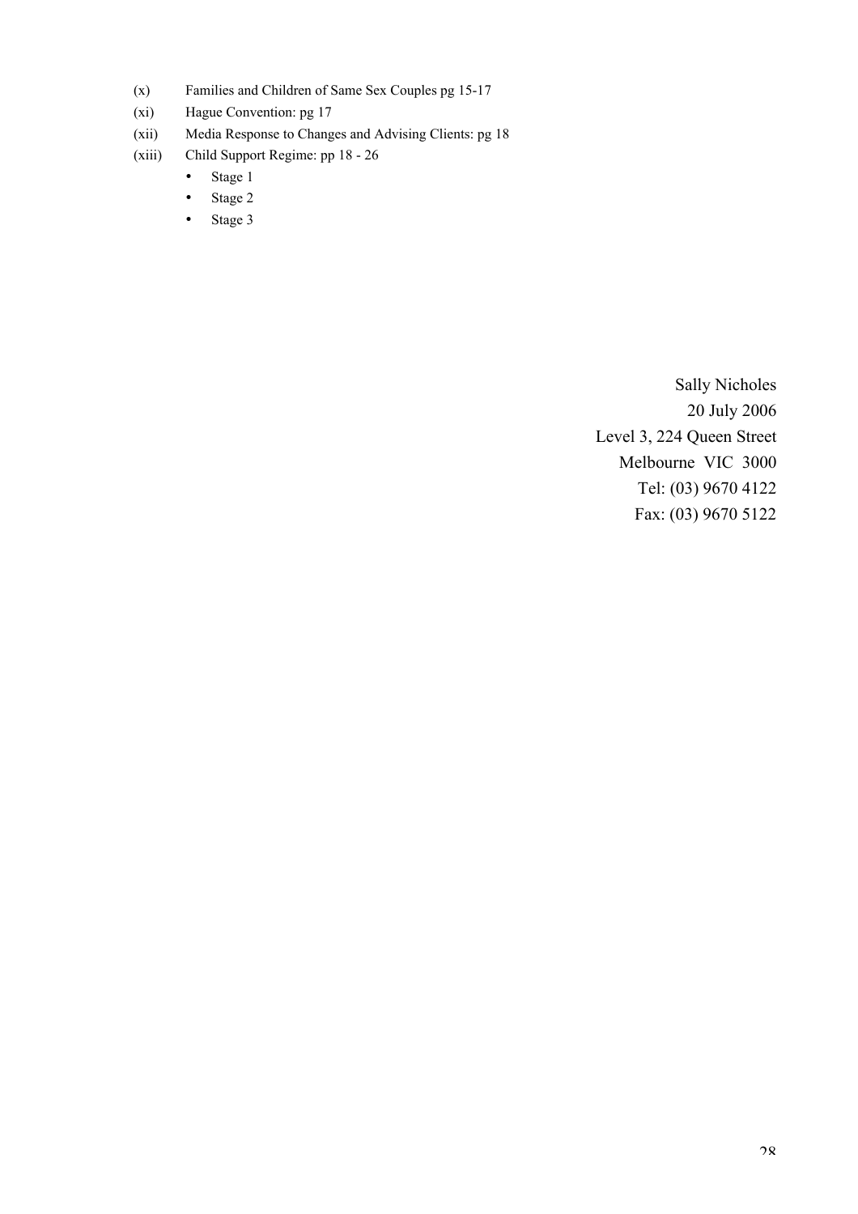(x) Families and Children of Same Sex Couples pg 15-17

(xi) Hague Convention: pg 17

(xii) Media Response to Changes and Advising Clients: pg 18

(xiii) Child Support Regime: pp 18 - 26

- Stage 1
- Stage 2
- Stage 3

Sally Nicholes
20 July 2006
Level 3, 224 Queen Street
Melbourne VIC 3000
Tel: (03) 9670 4122
Fax: (03) 9670 5122